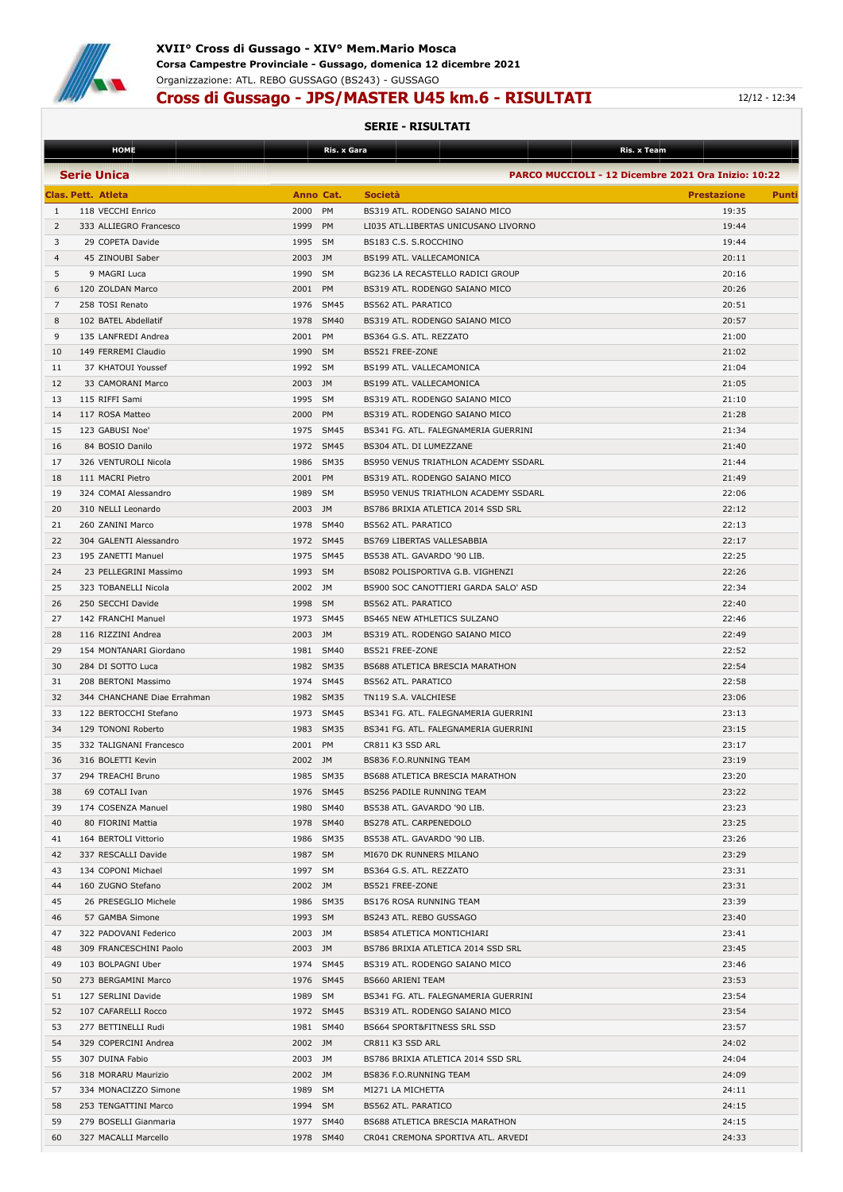# XVII° Cross di Gussago - XIV° Mem.Mario Mosca

**Corsa Campestre Provinciale - Gussago, domenica 12 dicembre 2021**

Organizzazione: ATL. REBO GUSSAGO (BS243) - GUSSAGO

## Cross di Gussago - JPS/MASTER U45 km.6 - RISULTATI

12/12 - 12:34

**SERIE - RISULTATI**

HOME | Ris. x Gara | Ris. x Team

**Serie Unica** — PARCO MUCCIOLI - 12 Dicembre 2021 Ora Inizio: 10:22

| Clas. | Pett. | Atleta | Anno | Cat. | Società | Prestazione | Punti |
|---|---|---|---|---|---|---|---|
| 1 | 118 | VECCHI Enrico | 2000 | PM | BS319 ATL. RODENGO SAIANO MICO | 19:35 | |
| 2 | 333 | ALLIEGRO Francesco | 1999 | PM | LI035 ATL.LIBERTAS UNICUSANO LIVORNO | 19:44 | |
| 3 | 29 | COPETA Davide | 1995 | SM | BS183 C.S. S.ROCCHINO | 19:44 | |
| 4 | 45 | ZINOUBI Saber | 2003 | JM | BS199 ATL. VALLECAMONICA | 20:11 | |
| 5 | 9 | MAGRI Luca | 1990 | SM | BG236 LA RECASTELLO RADICI GROUP | 20:16 | |
| 6 | 120 | ZOLDAN Marco | 2001 | PM | BS319 ATL. RODENGO SAIANO MICO | 20:26 | |
| 7 | 258 | TOSI Renato | 1976 | SM45 | BS562 ATL. PARATICO | 20:51 | |
| 8 | 102 | BATEL Abdellatif | 1978 | SM40 | BS319 ATL. RODENGO SAIANO MICO | 20:57 | |
| 9 | 135 | LANFREDI Andrea | 2001 | PM | BS364 G.S. ATL. REZZATO | 21:00 | |
| 10 | 149 | FERREMI Claudio | 1990 | SM | BS521 FREE-ZONE | 21:02 | |
| 11 | 37 | KHATOUI Youssef | 1992 | SM | BS199 ATL. VALLECAMONICA | 21:04 | |
| 12 | 33 | CAMORANI Marco | 2003 | JM | BS199 ATL. VALLECAMONICA | 21:05 | |
| 13 | 115 | RIFFI Sami | 1995 | SM | BS319 ATL. RODENGO SAIANO MICO | 21:10 | |
| 14 | 117 | ROSA Matteo | 2000 | PM | BS319 ATL. RODENGO SAIANO MICO | 21:28 | |
| 15 | 123 | GABUSI Noe' | 1975 | SM45 | BS341 FG. ATL. FALEGNAMERIA GUERRINI | 21:34 | |
| 16 | 84 | BOSIO Danilo | 1972 | SM45 | BS304 ATL. DI LUMEZZANE | 21:40 | |
| 17 | 326 | VENTUROLI Nicola | 1986 | SM35 | BS950 VENUS TRIATHLON ACADEMY SSDARL | 21:44 | |
| 18 | 111 | MACRI Pietro | 2001 | PM | BS319 ATL. RODENGO SAIANO MICO | 21:49 | |
| 19 | 324 | COMAI Alessandro | 1989 | SM | BS950 VENUS TRIATHLON ACADEMY SSDARL | 22:06 | |
| 20 | 310 | NELLI Leonardo | 2003 | JM | BS786 BRIXIA ATLETICA 2014 SSD SRL | 22:12 | |
| 21 | 260 | ZANINI Marco | 1978 | SM40 | BS562 ATL. PARATICO | 22:13 | |
| 22 | 304 | GALENTI Alessandro | 1972 | SM45 | BS769 LIBERTAS VALLESABBIA | 22:17 | |
| 23 | 195 | ZANETTI Manuel | 1975 | SM45 | BS538 ATL. GAVARDO '90 LIB. | 22:25 | |
| 24 | 23 | PELLEGRINI Massimo | 1993 | SM | BS082 POLISPORTIVA G.B. VIGHENZI | 22:26 | |
| 25 | 323 | TOBANELLI Nicola | 2002 | JM | BS900 SOC CANOTTIERI GARDA SALO' ASD | 22:34 | |
| 26 | 250 | SECCHI Davide | 1998 | SM | BS562 ATL. PARATICO | 22:40 | |
| 27 | 142 | FRANCHI Manuel | 1973 | SM45 | BS465 NEW ATHLETICS SULZANO | 22:46 | |
| 28 | 116 | RIZZINI Andrea | 2003 | JM | BS319 ATL. RODENGO SAIANO MICO | 22:49 | |
| 29 | 154 | MONTANARI Giordano | 1981 | SM40 | BS521 FREE-ZONE | 22:52 | |
| 30 | 284 | DI SOTTO Luca | 1982 | SM35 | BS688 ATLETICA BRESCIA MARATHON | 22:54 | |
| 31 | 208 | BERTONI Massimo | 1974 | SM45 | BS562 ATL. PARATICO | 22:58 | |
| 32 | 344 | CHANCHANE Diae Errahman | 1982 | SM35 | TN119 S.A. VALCHIESE | 23:06 | |
| 33 | 122 | BERTOCCHI Stefano | 1973 | SM45 | BS341 FG. ATL. FALEGNAMERIA GUERRINI | 23:13 | |
| 34 | 129 | TONONI Roberto | 1983 | SM35 | BS341 FG. ATL. FALEGNAMERIA GUERRINI | 23:15 | |
| 35 | 332 | TALIGNANI Francesco | 2001 | PM | CR811 K3 SSD ARL | 23:17 | |
| 36 | 316 | BOLETTI Kevin | 2002 | JM | BS836 F.O.RUNNING TEAM | 23:19 | |
| 37 | 294 | TREACHI Bruno | 1985 | SM35 | BS688 ATLETICA BRESCIA MARATHON | 23:20 | |
| 38 | 69 | COTALI Ivan | 1976 | SM45 | BS256 PADILE RUNNING TEAM | 23:22 | |
| 39 | 174 | COSENZA Manuel | 1980 | SM40 | BS538 ATL. GAVARDO '90 LIB. | 23:23 | |
| 40 | 80 | FIORINI Mattia | 1978 | SM40 | BS278 ATL. CARPENEDOLO | 23:25 | |
| 41 | 164 | BERTOLI Vittorio | 1986 | SM35 | BS538 ATL. GAVARDO '90 LIB. | 23:26 | |
| 42 | 337 | RESCALLI Davide | 1987 | SM | MI670 DK RUNNERS MILANO | 23:29 | |
| 43 | 134 | COPONI Michael | 1997 | SM | BS364 G.S. ATL. REZZATO | 23:31 | |
| 44 | 160 | ZUGNO Stefano | 2002 | JM | BS521 FREE-ZONE | 23:31 | |
| 45 | 26 | PRESEGLIO Michele | 1986 | SM35 | BS176 ROSA RUNNING TEAM | 23:39 | |
| 46 | 57 | GAMBA Simone | 1993 | SM | BS243 ATL. REBO GUSSAGO | 23:40 | |
| 47 | 322 | PADOVANI Federico | 2003 | JM | BS854 ATLETICA MONTICHIARI | 23:41 | |
| 48 | 309 | FRANCESCHINI Paolo | 2003 | JM | BS786 BRIXIA ATLETICA 2014 SSD SRL | 23:45 | |
| 49 | 103 | BOLPAGNI Uber | 1974 | SM45 | BS319 ATL. RODENGO SAIANO MICO | 23:46 | |
| 50 | 273 | BERGAMINI Marco | 1976 | SM45 | BS660 ARIENI TEAM | 23:53 | |
| 51 | 127 | SERLINI Davide | 1989 | SM | BS341 FG. ATL. FALEGNAMERIA GUERRINI | 23:54 | |
| 52 | 107 | CAFARELLI Rocco | 1972 | SM45 | BS319 ATL. RODENGO SAIANO MICO | 23:54 | |
| 53 | 277 | BETTINELLI Rudi | 1981 | SM40 | BS664 SPORT&FITNESS SRL SSD | 23:57 | |
| 54 | 329 | COPERCINI Andrea | 2002 | JM | CR811 K3 SSD ARL | 24:02 | |
| 55 | 307 | DUINA Fabio | 2003 | JM | BS786 BRIXIA ATLETICA 2014 SSD SRL | 24:04 | |
| 56 | 318 | MORARU Maurizio | 2002 | JM | BS836 F.O.RUNNING TEAM | 24:09 | |
| 57 | 334 | MONACIZZO Simone | 1989 | SM | MI271 LA MICHETTA | 24:11 | |
| 58 | 253 | TENGATTINI Marco | 1994 | SM | BS562 ATL. PARATICO | 24:15 | |
| 59 | 279 | BOSELLI Gianmaria | 1977 | SM40 | BS688 ATLETICA BRESCIA MARATHON | 24:15 | |
| 60 | 327 | MACALLI Marcello | 1978 | SM40 | CR041 CREMONA SPORTIVA ATL. ARVEDI | 24:33 | |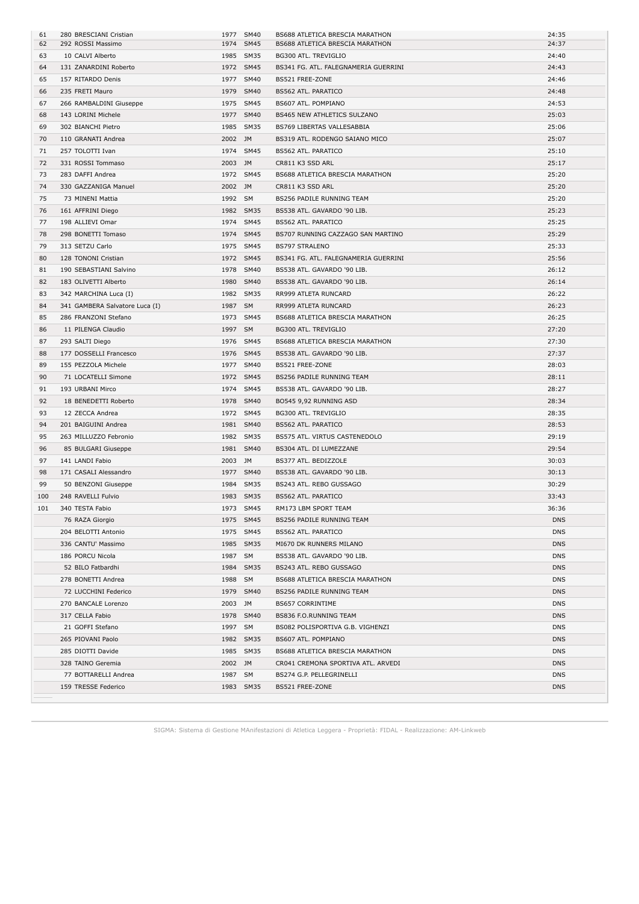| | | | | | |
|---|---|---|---|---|---|
| 61 | 280 BRESCIANI Cristian | 1977 | SM40 | BS688 ATLETICA BRESCIA MARATHON | 24:35 |
| 62 | 292 ROSSI Massimo | 1974 | SM45 | BS688 ATLETICA BRESCIA MARATHON | 24:37 |
| 63 | 10 CALVI Alberto | 1985 | SM35 | BG300 ATL. TREVIGLIO | 24:40 |
| 64 | 131 ZANARDINI Roberto | 1972 | SM45 | BS341 FG. ATL. FALEGNAMERIA GUERRINI | 24:43 |
| 65 | 157 RITARDO Denis | 1977 | SM40 | BS521 FREE-ZONE | 24:46 |
| 66 | 235 FRETI Mauro | 1979 | SM40 | BS562 ATL. PARATICO | 24:48 |
| 67 | 266 RAMBALDINI Giuseppe | 1975 | SM45 | BS607 ATL. POMPIANO | 24:53 |
| 68 | 143 LORINI Michele | 1977 | SM40 | BS465 NEW ATHLETICS SULZANO | 25:03 |
| 69 | 302 BIANCHI Pietro | 1985 | SM35 | BS769 LIBERTAS VALLESABBIA | 25:06 |
| 70 | 110 GRANATI Andrea | 2002 | JM | BS319 ATL. RODENGO SAIANO MICO | 25:07 |
| 71 | 257 TOLOTTI Ivan | 1974 | SM45 | BS562 ATL. PARATICO | 25:10 |
| 72 | 331 ROSSI Tommaso | 2003 | JM | CR811 K3 SSD ARL | 25:17 |
| 73 | 283 DAFFI Andrea | 1972 | SM45 | BS688 ATLETICA BRESCIA MARATHON | 25:20 |
| 74 | 330 GAZZANIGA Manuel | 2002 | JM | CR811 K3 SSD ARL | 25:20 |
| 75 | 73 MINENI Mattia | 1992 | SM | BS256 PADILE RUNNING TEAM | 25:20 |
| 76 | 161 AFFRINI Diego | 1982 | SM35 | BS538 ATL. GAVARDO '90 LIB. | 25:23 |
| 77 | 198 ALLIEVI Omar | 1974 | SM45 | BS562 ATL. PARATICO | 25:25 |
| 78 | 298 BONETTI Tomaso | 1974 | SM45 | BS707 RUNNING CAZZAGO SAN MARTINO | 25:29 |
| 79 | 313 SETZU Carlo | 1975 | SM45 | BS797 STRALENO | 25:33 |
| 80 | 128 TONONI Cristian | 1972 | SM45 | BS341 FG. ATL. FALEGNAMERIA GUERRINI | 25:56 |
| 81 | 190 SEBASTIANI Salvino | 1978 | SM40 | BS538 ATL. GAVARDO '90 LIB. | 26:12 |
| 82 | 183 OLIVETTI Alberto | 1980 | SM40 | BS538 ATL. GAVARDO '90 LIB. | 26:14 |
| 83 | 342 MARCHINA Luca (I) | 1982 | SM35 | RR999 ATLETA RUNCARD | 26:22 |
| 84 | 341 GAMBERA Salvatore Luca (I) | 1987 | SM | RR999 ATLETA RUNCARD | 26:23 |
| 85 | 286 FRANZONI Stefano | 1973 | SM45 | BS688 ATLETICA BRESCIA MARATHON | 26:25 |
| 86 | 11 PILENGA Claudio | 1997 | SM | BG300 ATL. TREVIGLIO | 27:20 |
| 87 | 293 SALTI Diego | 1976 | SM45 | BS688 ATLETICA BRESCIA MARATHON | 27:30 |
| 88 | 177 DOSSELLI Francesco | 1976 | SM45 | BS538 ATL. GAVARDO '90 LIB. | 27:37 |
| 89 | 155 PEZZOLA Michele | 1977 | SM40 | BS521 FREE-ZONE | 28:03 |
| 90 | 71 LOCATELLI Simone | 1972 | SM45 | BS256 PADILE RUNNING TEAM | 28:11 |
| 91 | 193 URBANI Mirco | 1974 | SM45 | BS538 ATL. GAVARDO '90 LIB. | 28:27 |
| 92 | 18 BENEDETTI Roberto | 1978 | SM40 | BO545 9,92 RUNNING ASD | 28:34 |
| 93 | 12 ZECCA Andrea | 1972 | SM45 | BG300 ATL. TREVIGLIO | 28:35 |
| 94 | 201 BAIGUINI Andrea | 1981 | SM40 | BS562 ATL. PARATICO | 28:53 |
| 95 | 263 MILLUZZO Febronio | 1982 | SM35 | BS575 ATL. VIRTUS CASTENEDOLO | 29:19 |
| 96 | 85 BULGARI Giuseppe | 1981 | SM40 | BS304 ATL. DI LUMEZZANE | 29:54 |
| 97 | 141 LANDI Fabio | 2003 | JM | BS377 ATL. BEDIZZOLE | 30:03 |
| 98 | 171 CASALI Alessandro | 1977 | SM40 | BS538 ATL. GAVARDO '90 LIB. | 30:13 |
| 99 | 50 BENZONI Giuseppe | 1984 | SM35 | BS243 ATL. REBO GUSSAGO | 30:29 |
| 100 | 248 RAVELLI Fulvio | 1983 | SM35 | BS562 ATL. PARATICO | 33:43 |
| 101 | 340 TESTA Fabio | 1973 | SM45 | RM173 LBM SPORT TEAM | 36:36 |
| | 76 RAZA Giorgio | 1975 | SM45 | BS256 PADILE RUNNING TEAM | DNS |
| | 204 BELOTTI Antonio | 1975 | SM45 | BS562 ATL. PARATICO | DNS |
| | 336 CANTU' Massimo | 1985 | SM35 | MI670 DK RUNNERS MILANO | DNS |
| | 186 PORCU Nicola | 1987 | SM | BS538 ATL. GAVARDO '90 LIB. | DNS |
| | 52 BILO Fatbardhi | 1984 | SM35 | BS243 ATL. REBO GUSSAGO | DNS |
| | 278 BONETTI Andrea | 1988 | SM | BS688 ATLETICA BRESCIA MARATHON | DNS |
| | 72 LUCCHINI Federico | 1979 | SM40 | BS256 PADILE RUNNING TEAM | DNS |
| | 270 BANCALE Lorenzo | 2003 | JM | BS657 CORRINTIME | DNS |
| | 317 CELLA Fabio | 1978 | SM40 | BS836 F.O.RUNNING TEAM | DNS |
| | 21 GOFFI Stefano | 1997 | SM | BS082 POLISPORTIVA G.B. VIGHENZI | DNS |
| | 265 PIOVANI Paolo | 1982 | SM35 | BS607 ATL. POMPIANO | DNS |
| | 285 DIOTTI Davide | 1985 | SM35 | BS688 ATLETICA BRESCIA MARATHON | DNS |
| | 328 TAINO Geremia | 2002 | JM | CR041 CREMONA SPORTIVA ATL. ARVEDI | DNS |
| | 77 BOTTARELLI Andrea | 1987 | SM | BS274 G.P. PELLEGRINELLI | DNS |
| | 159 TRESSE Federico | 1983 | SM35 | BS521 FREE-ZONE | DNS |

SIGMA: Sistema di Gestione MAnifestazioni di Atletica Leggera - Proprietà: FIDAL - Realizzazione: AM-Linkweb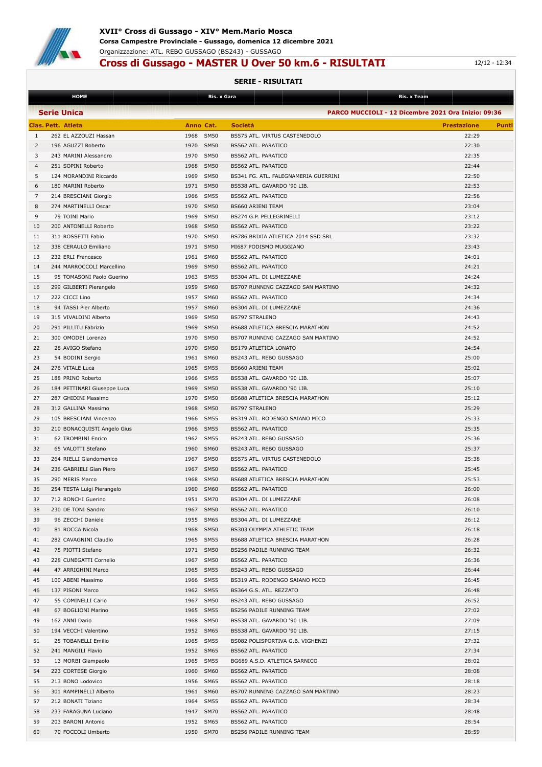# XVII° Cross di Gussago - XIV° Mem.Mario Mosca

**Corsa Campestre Provinciale - Gussago, domenica 12 dicembre 2021**

Organizzazione: ATL. REBO GUSSAGO (BS243) - GUSSAGO

## Cross di Gussago - MASTER U Over 50 km.6 - RISULTATI

12/12 - 12:34

### SERIE - RISULTATI

HOME | Ris. x Gara | Ris. x Team

**Serie Unica** — PARCO MUCCIOLI - 12 Dicembre 2021 Ora Inizio: 09:36

| Clas. | Pett. | Atleta | Anno | Cat. | Società | Prestazione | Punti |
|---|---|---|---|---|---|---|---|
| 1 | 262 | EL AZZOUZI Hassan | 1968 | SM50 | BS575 ATL. VIRTUS CASTENEDOLO | 22:29 | |
| 2 | 196 | AGUZZI Roberto | 1970 | SM50 | BS562 ATL. PARATICO | 22:30 | |
| 3 | 243 | MARINI Alessandro | 1970 | SM50 | BS562 ATL. PARATICO | 22:35 | |
| 4 | 251 | SOPINI Roberto | 1968 | SM50 | BS562 ATL. PARATICO | 22:44 | |
| 5 | 124 | MORANDINI Riccardo | 1969 | SM50 | BS341 FG. ATL. FALEGNAMERIA GUERRINI | 22:50 | |
| 6 | 180 | MARINI Roberto | 1971 | SM50 | BS538 ATL. GAVARDO '90 LIB. | 22:53 | |
| 7 | 214 | BRESCIANI Giorgio | 1966 | SM55 | BS562 ATL. PARATICO | 22:56 | |
| 8 | 274 | MARTINELLI Oscar | 1970 | SM50 | BS660 ARIENI TEAM | 23:04 | |
| 9 | 79 | TOINI Mario | 1969 | SM50 | BS274 G.P. PELLEGRINELLI | 23:12 | |
| 10 | 200 | ANTONELLI Roberto | 1968 | SM50 | BS562 ATL. PARATICO | 23:22 | |
| 11 | 311 | ROSSETTI Fabio | 1970 | SM50 | BS786 BRIXIA ATLETICA 2014 SSD SRL | 23:32 | |
| 12 | 338 | CERAULO Emiliano | 1971 | SM50 | MI687 PODISMO MUGGIANO | 23:43 | |
| 13 | 232 | ERLI Francesco | 1961 | SM60 | BS562 ATL. PARATICO | 24:01 | |
| 14 | 244 | MARROCCOLI Marcellino | 1969 | SM50 | BS562 ATL. PARATICO | 24:21 | |
| 15 | 95 | TOMASONI Paolo Guerino | 1963 | SM55 | BS304 ATL. DI LUMEZZANE | 24:24 | |
| 16 | 299 | GILBERTI Pierangelo | 1959 | SM60 | BS707 RUNNING CAZZAGO SAN MARTINO | 24:32 | |
| 17 | 222 | CICCI Lino | 1957 | SM60 | BS562 ATL. PARATICO | 24:34 | |
| 18 | 94 | TASSI Pier Alberto | 1957 | SM60 | BS304 ATL. DI LUMEZZANE | 24:36 | |
| 19 | 315 | VIVALDINI Alberto | 1969 | SM50 | BS797 STRALENO | 24:43 | |
| 20 | 291 | PILLITU Fabrizio | 1969 | SM50 | BS688 ATLETICA BRESCIA MARATHON | 24:52 | |
| 21 | 300 | OMODEI Lorenzo | 1970 | SM50 | BS707 RUNNING CAZZAGO SAN MARTINO | 24:52 | |
| 22 | 28 | AVIGO Stefano | 1970 | SM50 | BS179 ATLETICA LONATO | 24:54 | |
| 23 | 54 | BODINI Sergio | 1961 | SM60 | BS243 ATL. REBO GUSSAGO | 25:00 | |
| 24 | 276 | VITALE Luca | 1965 | SM55 | BS660 ARIENI TEAM | 25:02 | |
| 25 | 188 | PRINO Roberto | 1966 | SM55 | BS538 ATL. GAVARDO '90 LIB. | 25:07 | |
| 26 | 184 | PETTINARI Giuseppe Luca | 1969 | SM50 | BS538 ATL. GAVARDO '90 LIB. | 25:10 | |
| 27 | 287 | GHIDINI Massimo | 1970 | SM50 | BS688 ATLETICA BRESCIA MARATHON | 25:12 | |
| 28 | 312 | GALLINA Massimo | 1968 | SM50 | BS797 STRALENO | 25:29 | |
| 29 | 105 | BRESCIANI Vincenzo | 1966 | SM55 | BS319 ATL. RODENGO SAIANO MICO | 25:33 | |
| 30 | 210 | BONACQUISTI Angelo Gius | 1966 | SM55 | BS562 ATL. PARATICO | 25:35 | |
| 31 | 62 | TROMBINI Enrico | 1962 | SM55 | BS243 ATL. REBO GUSSAGO | 25:36 | |
| 32 | 65 | VALOTTI Stefano | 1960 | SM60 | BS243 ATL. REBO GUSSAGO | 25:37 | |
| 33 | 264 | RIELLI Giandomenico | 1967 | SM50 | BS575 ATL. VIRTUS CASTENEDOLO | 25:38 | |
| 34 | 236 | GABRIELI Gian Piero | 1967 | SM50 | BS562 ATL. PARATICO | 25:45 | |
| 35 | 290 | MERIS Marco | 1968 | SM50 | BS688 ATLETICA BRESCIA MARATHON | 25:53 | |
| 36 | 254 | TESTA Luigi Pierangelo | 1960 | SM60 | BS562 ATL. PARATICO | 26:00 | |
| 37 | 712 | RONCHI Guerino | 1951 | SM70 | BS304 ATL. DI LUMEZZANE | 26:08 | |
| 38 | 230 | DE TONI Sandro | 1967 | SM50 | BS562 ATL. PARATICO | 26:10 | |
| 39 | 96 | ZECCHI Daniele | 1955 | SM65 | BS304 ATL. DI LUMEZZANE | 26:12 | |
| 40 | 81 | ROCCA Nicola | 1968 | SM50 | BS303 OLYMPIA ATHLETIC TEAM | 26:18 | |
| 41 | 282 | CAVAGNINI Claudio | 1965 | SM55 | BS688 ATLETICA BRESCIA MARATHON | 26:28 | |
| 42 | 75 | PIOTTI Stefano | 1971 | SM50 | BS256 PADILE RUNNING TEAM | 26:32 | |
| 43 | 228 | CUNEGATTI Cornelio | 1967 | SM50 | BS562 ATL. PARATICO | 26:36 | |
| 44 | 47 | ARRIGHINI Marco | 1965 | SM55 | BS243 ATL. REBO GUSSAGO | 26:44 | |
| 45 | 100 | ABENI Massimo | 1966 | SM55 | BS319 ATL. RODENGO SAIANO MICO | 26:45 | |
| 46 | 137 | PISONI Marco | 1962 | SM55 | BS364 G.S. ATL. REZZATO | 26:48 | |
| 47 | 55 | COMINELLI Carlo | 1967 | SM50 | BS243 ATL. REBO GUSSAGO | 26:52 | |
| 48 | 67 | BOGLIONI Marino | 1965 | SM55 | BS256 PADILE RUNNING TEAM | 27:02 | |
| 49 | 162 | ANNI Dario | 1968 | SM50 | BS538 ATL. GAVARDO '90 LIB. | 27:09 | |
| 50 | 194 | VECCHI Valentino | 1952 | SM65 | BS538 ATL. GAVARDO '90 LIB. | 27:15 | |
| 51 | 25 | TOBANELLI Emilio | 1965 | SM55 | BS082 POLISPORTIVA G.B. VIGHENZI | 27:32 | |
| 52 | 241 | MANGILI Flavio | 1952 | SM65 | BS562 ATL. PARATICO | 27:34 | |
| 53 | 13 | MORBI Giampaolo | 1965 | SM55 | BG689 A.S.D. ATLETICA SARNICO | 28:02 | |
| 54 | 223 | CORTESE Giorgio | 1960 | SM60 | BS562 ATL. PARATICO | 28:08 | |
| 55 | 213 | BONO Lodovico | 1956 | SM65 | BS562 ATL. PARATICO | 28:18 | |
| 56 | 301 | RAMPINELLI Alberto | 1961 | SM60 | BS707 RUNNING CAZZAGO SAN MARTINO | 28:23 | |
| 57 | 212 | BONATI Tiziano | 1964 | SM55 | BS562 ATL. PARATICO | 28:34 | |
| 58 | 233 | FARAGUNA Luciano | 1947 | SM70 | BS562 ATL. PARATICO | 28:48 | |
| 59 | 203 | BARONI Antonio | 1952 | SM65 | BS562 ATL. PARATICO | 28:54 | |
| 60 | 70 | FOCCOLI Umberto | 1950 | SM70 | BS256 PADILE RUNNING TEAM | 28:59 | |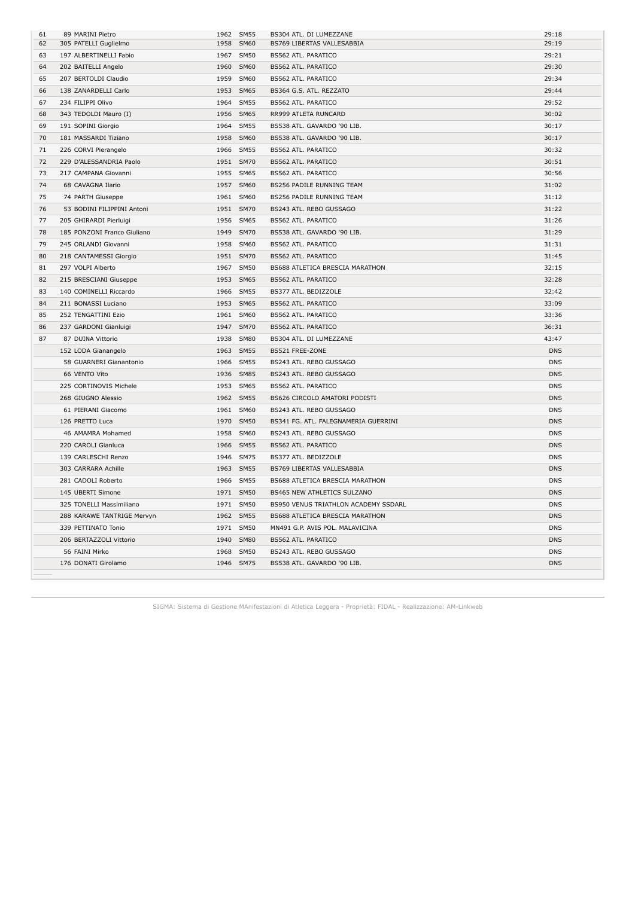| | | | | | |
|---|---|---|---|---|---|
| 61 | 89 MARINI Pietro | 1962 | SM55 | BS304 ATL. DI LUMEZZANE | 29:18 |
| 62 | 305 PATELLI Guglielmo | 1958 | SM60 | BS769 LIBERTAS VALLESABBIA | 29:19 |
| 63 | 197 ALBERTINELLI Fabio | 1967 | SM50 | BS562 ATL. PARATICO | 29:21 |
| 64 | 202 BAITELLI Angelo | 1960 | SM60 | BS562 ATL. PARATICO | 29:30 |
| 65 | 207 BERTOLDI Claudio | 1959 | SM60 | BS562 ATL. PARATICO | 29:34 |
| 66 | 138 ZANARDELLI Carlo | 1953 | SM65 | BS364 G.S. ATL. REZZATO | 29:44 |
| 67 | 234 FILIPPI Olivo | 1964 | SM55 | BS562 ATL. PARATICO | 29:52 |
| 68 | 343 TEDOLDI Mauro (I) | 1956 | SM65 | RR999 ATLETA RUNCARD | 30:02 |
| 69 | 191 SOPINI Giorgio | 1964 | SM55 | BS538 ATL. GAVARDO '90 LIB. | 30:17 |
| 70 | 181 MASSARDI Tiziano | 1958 | SM60 | BS538 ATL. GAVARDO '90 LIB. | 30:17 |
| 71 | 226 CORVI Pierangelo | 1966 | SM55 | BS562 ATL. PARATICO | 30:32 |
| 72 | 229 D'ALESSANDRIA Paolo | 1951 | SM70 | BS562 ATL. PARATICO | 30:51 |
| 73 | 217 CAMPANA Giovanni | 1955 | SM65 | BS562 ATL. PARATICO | 30:56 |
| 74 | 68 CAVAGNA Ilario | 1957 | SM60 | BS256 PADILE RUNNING TEAM | 31:02 |
| 75 | 74 PARTH Giuseppe | 1961 | SM60 | BS256 PADILE RUNNING TEAM | 31:12 |
| 76 | 53 BODINI FILIPPINI Antoni | 1951 | SM70 | BS243 ATL. REBO GUSSAGO | 31:22 |
| 77 | 205 GHIRARDI Pierluigi | 1956 | SM65 | BS562 ATL. PARATICO | 31:26 |
| 78 | 185 PONZONI Franco Giuliano | 1949 | SM70 | BS538 ATL. GAVARDO '90 LIB. | 31:29 |
| 79 | 245 ORLANDI Giovanni | 1958 | SM60 | BS562 ATL. PARATICO | 31:31 |
| 80 | 218 CANTAMESSI Giorgio | 1951 | SM70 | BS562 ATL. PARATICO | 31:45 |
| 81 | 297 VOLPI Alberto | 1967 | SM50 | BS688 ATLETICA BRESCIA MARATHON | 32:15 |
| 82 | 215 BRESCIANI Giuseppe | 1953 | SM65 | BS562 ATL. PARATICO | 32:28 |
| 83 | 140 COMINELLI Riccardo | 1966 | SM55 | BS377 ATL. BEDIZZOLE | 32:42 |
| 84 | 211 BONASSI Luciano | 1953 | SM65 | BS562 ATL. PARATICO | 33:09 |
| 85 | 252 TENGATTINI Ezio | 1961 | SM60 | BS562 ATL. PARATICO | 33:36 |
| 86 | 237 GARDONI Gianluigi | 1947 | SM70 | BS562 ATL. PARATICO | 36:31 |
| 87 | 87 DUINA Vittorio | 1938 | SM80 | BS304 ATL. DI LUMEZZANE | 43:47 |
| | 152 LODA Gianangelo | 1963 | SM55 | BS521 FREE-ZONE | DNS |
| | 58 GUARNERI Gianantonio | 1966 | SM55 | BS243 ATL. REBO GUSSAGO | DNS |
| | 66 VENTO Vito | 1936 | SM85 | BS243 ATL. REBO GUSSAGO | DNS |
| | 225 CORTINOVIS Michele | 1953 | SM65 | BS562 ATL. PARATICO | DNS |
| | 268 GIUGNO Alessio | 1962 | SM55 | BS626 CIRCOLO AMATORI PODISTI | DNS |
| | 61 PIERANI Giacomo | 1961 | SM60 | BS243 ATL. REBO GUSSAGO | DNS |
| | 126 PRETTO Luca | 1970 | SM50 | BS341 FG. ATL. FALEGNAMERIA GUERRINI | DNS |
| | 46 AMAMRA Mohamed | 1958 | SM60 | BS243 ATL. REBO GUSSAGO | DNS |
| | 220 CAROLI Gianluca | 1966 | SM55 | BS562 ATL. PARATICO | DNS |
| | 139 CARLESCHI Renzo | 1946 | SM75 | BS377 ATL. BEDIZZOLE | DNS |
| | 303 CARRARA Achille | 1963 | SM55 | BS769 LIBERTAS VALLESABBIA | DNS |
| | 281 CADOLI Roberto | 1966 | SM55 | BS688 ATLETICA BRESCIA MARATHON | DNS |
| | 145 UBERTI Simone | 1971 | SM50 | BS465 NEW ATHLETICS SULZANO | DNS |
| | 325 TONELLI Massimiliano | 1971 | SM50 | BS950 VENUS TRIATHLON ACADEMY SSDARL | DNS |
| | 288 KARAWE TANTRIGE Mervyn | 1962 | SM55 | BS688 ATLETICA BRESCIA MARATHON | DNS |
| | 339 PETTINATO Tonio | 1971 | SM50 | MN491 G.P. AVIS POL. MALAVICINA | DNS |
| | 206 BERTAZZOLI Vittorio | 1940 | SM80 | BS562 ATL. PARATICO | DNS |
| | 56 FAINI Mirko | 1968 | SM50 | BS243 ATL. REBO GUSSAGO | DNS |
| | 176 DONATI Girolamo | 1946 | SM75 | BS538 ATL. GAVARDO '90 LIB. | DNS |

SIGMA: Sistema di Gestione MAnifestazioni di Atletica Leggera - Proprietà: FIDAL - Realizzazione: AM-Linkweb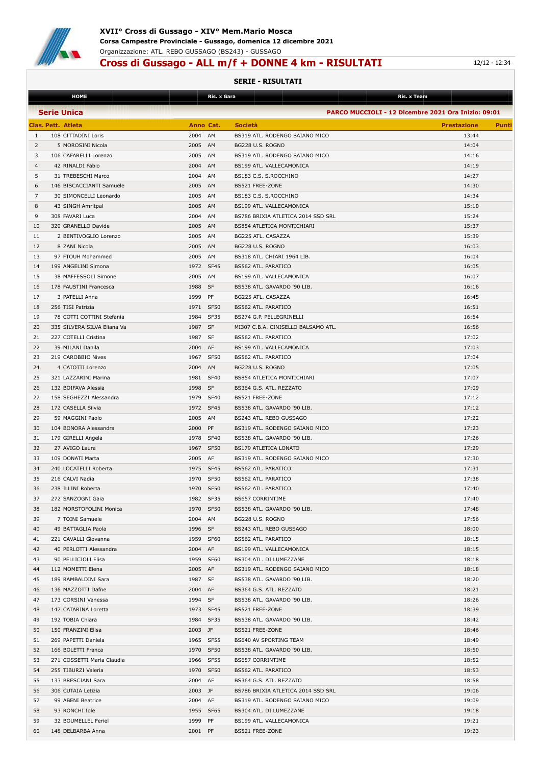# XVII° Cross di Gussago - XIV° Mem.Mario Mosca

**Corsa Campestre Provinciale - Gussago, domenica 12 dicembre 2021**

Organizzazione: ATL. REBO GUSSAGO (BS243) - GUSSAGO

## Cross di Gussago - ALL m/f + DONNE 4 km - RISULTATI

12/12 - 12:34

### SERIE - RISULTATI

HOME | Ris. x Gara | Ris. x Team

**Serie Unica** — PARCO MUCCIOLI - 12 Dicembre 2021 Ora Inizio: 09:01

| Clas. | Pett. | Atleta | Anno | Cat. | Società | Prestazione | Punti |
|---|---|---|---|---|---|---|---|
| 1 | 108 | CITTADINI Loris | 2004 | AM | BS319 ATL. RODENGO SAIANO MICO | 13:44 | |
| 2 | 5 | MOROSINI Nicola | 2005 | AM | BG228 U.S. ROGNO | 14:04 | |
| 3 | 106 | CAFARELLI Lorenzo | 2005 | AM | BS319 ATL. RODENGO SAIANO MICO | 14:16 | |
| 4 | 42 | RINALDI Fabio | 2004 | AM | BS199 ATL. VALLECAMONICA | 14:19 | |
| 5 | 31 | TREBESCHI Marco | 2004 | AM | BS183 C.S. S.ROCCHINO | 14:27 | |
| 6 | 146 | BISCACCIANTI Samuele | 2005 | AM | BS521 FREE-ZONE | 14:30 | |
| 7 | 30 | SIMONCELLI Leonardo | 2005 | AM | BS183 C.S. S.ROCCHINO | 14:34 | |
| 8 | 43 | SINGH Amritpal | 2005 | AM | BS199 ATL. VALLECAMONICA | 15:10 | |
| 9 | 308 | FAVARI Luca | 2004 | AM | BS786 BRIXIA ATLETICA 2014 SSD SRL | 15:24 | |
| 10 | 320 | GRANELLO Davide | 2005 | AM | BS854 ATLETICA MONTICHIARI | 15:37 | |
| 11 | 2 | BENTIVOGLIO Lorenzo | 2005 | AM | BG225 ATL. CASAZZA | 15:39 | |
| 12 | 8 | ZANI Nicola | 2005 | AM | BG228 U.S. ROGNO | 16:03 | |
| 13 | 97 | FTOUH Mohammed | 2005 | AM | BS318 ATL. CHIARI 1964 LIB. | 16:04 | |
| 14 | 199 | ANGELINI Simona | 1972 | SF45 | BS562 ATL. PARATICO | 16:05 | |
| 15 | 38 | MAFFESSOLI Simone | 2005 | AM | BS199 ATL. VALLECAMONICA | 16:07 | |
| 16 | 178 | FAUSTINI Francesca | 1988 | SF | BS538 ATL. GAVARDO '90 LIB. | 16:16 | |
| 17 | 3 | PATELLI Anna | 1999 | PF | BG225 ATL. CASAZZA | 16:45 | |
| 18 | 256 | TISI Patrizia | 1971 | SF50 | BS562 ATL. PARATICO | 16:51 | |
| 19 | 78 | COTTI COTTINI Stefania | 1984 | SF35 | BS274 G.P. PELLEGRINELLI | 16:54 | |
| 20 | 335 | SILVERA SILVA Eliana Va | 1987 | SF | MI307 C.B.A. CINISELLO BALSAMO ATL. | 16:56 | |
| 21 | 227 | COTELLI Cristina | 1987 | SF | BS562 ATL. PARATICO | 17:02 | |
| 22 | 39 | MILANI Danila | 2004 | AF | BS199 ATL. VALLECAMONICA | 17:03 | |
| 23 | 219 | CAROBBIO Nives | 1967 | SF50 | BS562 ATL. PARATICO | 17:04 | |
| 24 | 4 | CATOTTI Lorenzo | 2004 | AM | BG228 U.S. ROGNO | 17:05 | |
| 25 | 321 | LAZZARINI Marina | 1981 | SF40 | BS854 ATLETICA MONTICHIARI | 17:07 | |
| 26 | 132 | BOIFAVA Alessia | 1998 | SF | BS364 G.S. ATL. REZZATO | 17:09 | |
| 27 | 158 | SEGHEZZI Alessandra | 1979 | SF40 | BS521 FREE-ZONE | 17:12 | |
| 28 | 172 | CASELLA Silvia | 1972 | SF45 | BS538 ATL. GAVARDO '90 LIB. | 17:12 | |
| 29 | 59 | MAGGINI Paolo | 2005 | AM | BS243 ATL. REBO GUSSAGO | 17:22 | |
| 30 | 104 | BONORA Alessandra | 2000 | PF | BS319 ATL. RODENGO SAIANO MICO | 17:23 | |
| 31 | 179 | GIRELLI Angela | 1978 | SF40 | BS538 ATL. GAVARDO '90 LIB. | 17:26 | |
| 32 | 27 | AVIGO Laura | 1967 | SF50 | BS179 ATLETICA LONATO | 17:29 | |
| 33 | 109 | DONATI Marta | 2005 | AF | BS319 ATL. RODENGO SAIANO MICO | 17:30 | |
| 34 | 240 | LOCATELLI Roberta | 1975 | SF45 | BS562 ATL. PARATICO | 17:31 | |
| 35 | 216 | CALVI Nadia | 1970 | SF50 | BS562 ATL. PARATICO | 17:38 | |
| 36 | 238 | ILLINI Roberta | 1970 | SF50 | BS562 ATL. PARATICO | 17:40 | |
| 37 | 272 | SANZOGNI Gaia | 1982 | SF35 | BS657 CORRINTIME | 17:40 | |
| 38 | 182 | MORSTOFOLINI Monica | 1970 | SF50 | BS538 ATL. GAVARDO '90 LIB. | 17:48 | |
| 39 | 7 | TOINI Samuele | 2004 | AM | BG228 U.S. ROGNO | 17:56 | |
| 40 | 49 | BATTAGLIA Paola | 1996 | SF | BS243 ATL. REBO GUSSAGO | 18:00 | |
| 41 | 221 | CAVALLI Giovanna | 1959 | SF60 | BS562 ATL. PARATICO | 18:15 | |
| 42 | 40 | PERLOTTI Alessandra | 2004 | AF | BS199 ATL. VALLECAMONICA | 18:15 | |
| 43 | 90 | PELLICIOLI Elisa | 1959 | SF60 | BS304 ATL. DI LUMEZZANE | 18:18 | |
| 44 | 112 | MOMETTI Elena | 2005 | AF | BS319 ATL. RODENGO SAIANO MICO | 18:18 | |
| 45 | 189 | RAMBALDINI Sara | 1987 | SF | BS538 ATL. GAVARDO '90 LIB. | 18:20 | |
| 46 | 136 | MAZZOTTI Dafne | 2004 | AF | BS364 G.S. ATL. REZZATO | 18:21 | |
| 47 | 173 | CORSINI Vanessa | 1994 | SF | BS538 ATL. GAVARDO '90 LIB. | 18:26 | |
| 48 | 147 | CATARINA Loretta | 1973 | SF45 | BS521 FREE-ZONE | 18:39 | |
| 49 | 192 | TOBIA Chiara | 1984 | SF35 | BS538 ATL. GAVARDO '90 LIB. | 18:42 | |
| 50 | 150 | FRANZINI Elisa | 2003 | JF | BS521 FREE-ZONE | 18:46 | |
| 51 | 269 | PAPETTI Daniela | 1965 | SF55 | BS640 AV SPORTING TEAM | 18:49 | |
| 52 | 166 | BOLETTI Franca | 1970 | SF50 | BS538 ATL. GAVARDO '90 LIB. | 18:50 | |
| 53 | 271 | COSSETTI Maria Claudia | 1966 | SF55 | BS657 CORRINTIME | 18:52 | |
| 54 | 255 | TIBURZI Valeria | 1970 | SF50 | BS562 ATL. PARATICO | 18:53 | |
| 55 | 133 | BRESCIANI Sara | 2004 | AF | BS364 G.S. ATL. REZZATO | 18:58 | |
| 56 | 306 | CUTAIA Letizia | 2003 | JF | BS786 BRIXIA ATLETICA 2014 SSD SRL | 19:06 | |
| 57 | 99 | ABENI Beatrice | 2004 | AF | BS319 ATL. RODENGO SAIANO MICO | 19:09 | |
| 58 | 93 | RONCHI Iole | 1955 | SF65 | BS304 ATL. DI LUMEZZANE | 19:18 | |
| 59 | 32 | BOUMELLEL Feriel | 1999 | PF | BS199 ATL. VALLECAMONICA | 19:21 | |
| 60 | 148 | DELBARBA Anna | 2001 | PF | BS521 FREE-ZONE | 19:23 | |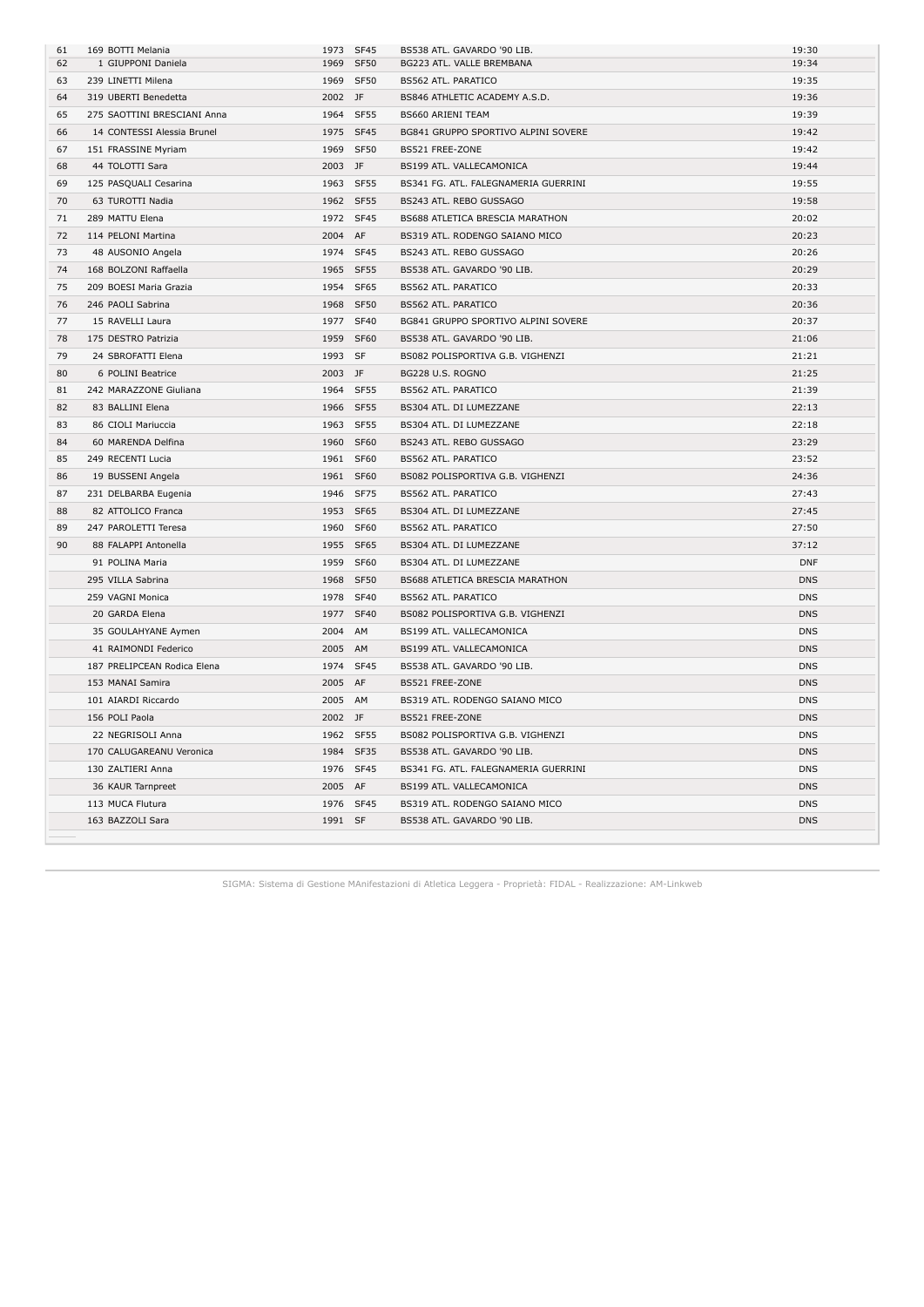| | | | | | |
|---|---|---|---|---|---|
| 61 | 169 BOTTI Melania | 1973 | SF45 | BS538 ATL. GAVARDO '90 LIB. | 19:30 |
| 62 | 1 GIUPPONI Daniela | 1969 | SF50 | BG223 ATL. VALLE BREMBANA | 19:34 |
| 63 | 239 LINETTI Milena | 1969 | SF50 | BS562 ATL. PARATICO | 19:35 |
| 64 | 319 UBERTI Benedetta | 2002 | JF | BS846 ATHLETIC ACADEMY A.S.D. | 19:36 |
| 65 | 275 SAOTTINI BRESCIANI Anna | 1964 | SF55 | BS660 ARIENI TEAM | 19:39 |
| 66 | 14 CONTESSI Alessia Brunel | 1975 | SF45 | BG841 GRUPPO SPORTIVO ALPINI SOVERE | 19:42 |
| 67 | 151 FRASSINE Myriam | 1969 | SF50 | BS521 FREE-ZONE | 19:42 |
| 68 | 44 TOLOTTI Sara | 2003 | JF | BS199 ATL. VALLECAMONICA | 19:44 |
| 69 | 125 PASQUALI Cesarina | 1963 | SF55 | BS341 FG. ATL. FALEGNAMERIA GUERRINI | 19:55 |
| 70 | 63 TUROTTI Nadia | 1962 | SF55 | BS243 ATL. REBO GUSSAGO | 19:58 |
| 71 | 289 MATTU Elena | 1972 | SF45 | BS688 ATLETICA BRESCIA MARATHON | 20:02 |
| 72 | 114 PELONI Martina | 2004 | AF | BS319 ATL. RODENGO SAIANO MICO | 20:23 |
| 73 | 48 AUSONIO Angela | 1974 | SF45 | BS243 ATL. REBO GUSSAGO | 20:26 |
| 74 | 168 BOLZONI Raffaella | 1965 | SF55 | BS538 ATL. GAVARDO '90 LIB. | 20:29 |
| 75 | 209 BOESI Maria Grazia | 1954 | SF65 | BS562 ATL. PARATICO | 20:33 |
| 76 | 246 PAOLI Sabrina | 1968 | SF50 | BS562 ATL. PARATICO | 20:36 |
| 77 | 15 RAVELLI Laura | 1977 | SF40 | BG841 GRUPPO SPORTIVO ALPINI SOVERE | 20:37 |
| 78 | 175 DESTRO Patrizia | 1959 | SF60 | BS538 ATL. GAVARDO '90 LIB. | 21:06 |
| 79 | 24 SBROFATTI Elena | 1993 | SF | BS082 POLISPORTIVA G.B. VIGHENZI | 21:21 |
| 80 | 6 POLINI Beatrice | 2003 | JF | BG228 U.S. ROGNO | 21:25 |
| 81 | 242 MARAZZONE Giuliana | 1964 | SF55 | BS562 ATL. PARATICO | 21:39 |
| 82 | 83 BALLINI Elena | 1966 | SF55 | BS304 ATL. DI LUMEZZANE | 22:13 |
| 83 | 86 CIOLI Mariuccia | 1963 | SF55 | BS304 ATL. DI LUMEZZANE | 22:18 |
| 84 | 60 MARENDA Delfina | 1960 | SF60 | BS243 ATL. REBO GUSSAGO | 23:29 |
| 85 | 249 RECENTI Lucia | 1961 | SF60 | BS562 ATL. PARATICO | 23:52 |
| 86 | 19 BUSSENI Angela | 1961 | SF60 | BS082 POLISPORTIVA G.B. VIGHENZI | 24:36 |
| 87 | 231 DELBARBA Eugenia | 1946 | SF75 | BS562 ATL. PARATICO | 27:43 |
| 88 | 82 ATTOLICO Franca | 1953 | SF65 | BS304 ATL. DI LUMEZZANE | 27:45 |
| 89 | 247 PAROLETTI Teresa | 1960 | SF60 | BS562 ATL. PARATICO | 27:50 |
| 90 | 88 FALAPPI Antonella | 1955 | SF65 | BS304 ATL. DI LUMEZZANE | 37:12 |
| | 91 POLINA Maria | 1959 | SF60 | BS304 ATL. DI LUMEZZANE | DNF |
| | 295 VILLA Sabrina | 1968 | SF50 | BS688 ATLETICA BRESCIA MARATHON | DNS |
| | 259 VAGNI Monica | 1978 | SF40 | BS562 ATL. PARATICO | DNS |
| | 20 GARDA Elena | 1977 | SF40 | BS082 POLISPORTIVA G.B. VIGHENZI | DNS |
| | 35 GOULAHYANE Aymen | 2004 | AM | BS199 ATL. VALLECAMONICA | DNS |
| | 41 RAIMONDI Federico | 2005 | AM | BS199 ATL. VALLECAMONICA | DNS |
| | 187 PRELIPCEAN Rodica Elena | 1974 | SF45 | BS538 ATL. GAVARDO '90 LIB. | DNS |
| | 153 MANAI Samira | 2005 | AF | BS521 FREE-ZONE | DNS |
| | 101 AIARDI Riccardo | 2005 | AM | BS319 ATL. RODENGO SAIANO MICO | DNS |
| | 156 POLI Paola | 2002 | JF | BS521 FREE-ZONE | DNS |
| | 22 NEGRISOLI Anna | 1962 | SF55 | BS082 POLISPORTIVA G.B. VIGHENZI | DNS |
| | 170 CALUGAREANU Veronica | 1984 | SF35 | BS538 ATL. GAVARDO '90 LIB. | DNS |
| | 130 ZALTIERI Anna | 1976 | SF45 | BS341 FG. ATL. FALEGNAMERIA GUERRINI | DNS |
| | 36 KAUR Tarnpreet | 2005 | AF | BS199 ATL. VALLECAMONICA | DNS |
| | 113 MUCA Flutura | 1976 | SF45 | BS319 ATL. RODENGO SAIANO MICO | DNS |
| | 163 BAZZOLI Sara | 1991 | SF | BS538 ATL. GAVARDO '90 LIB. | DNS |

SIGMA: Sistema di Gestione MAnifestazioni di Atletica Leggera - Proprietà: FIDAL - Realizzazione: AM-Linkweb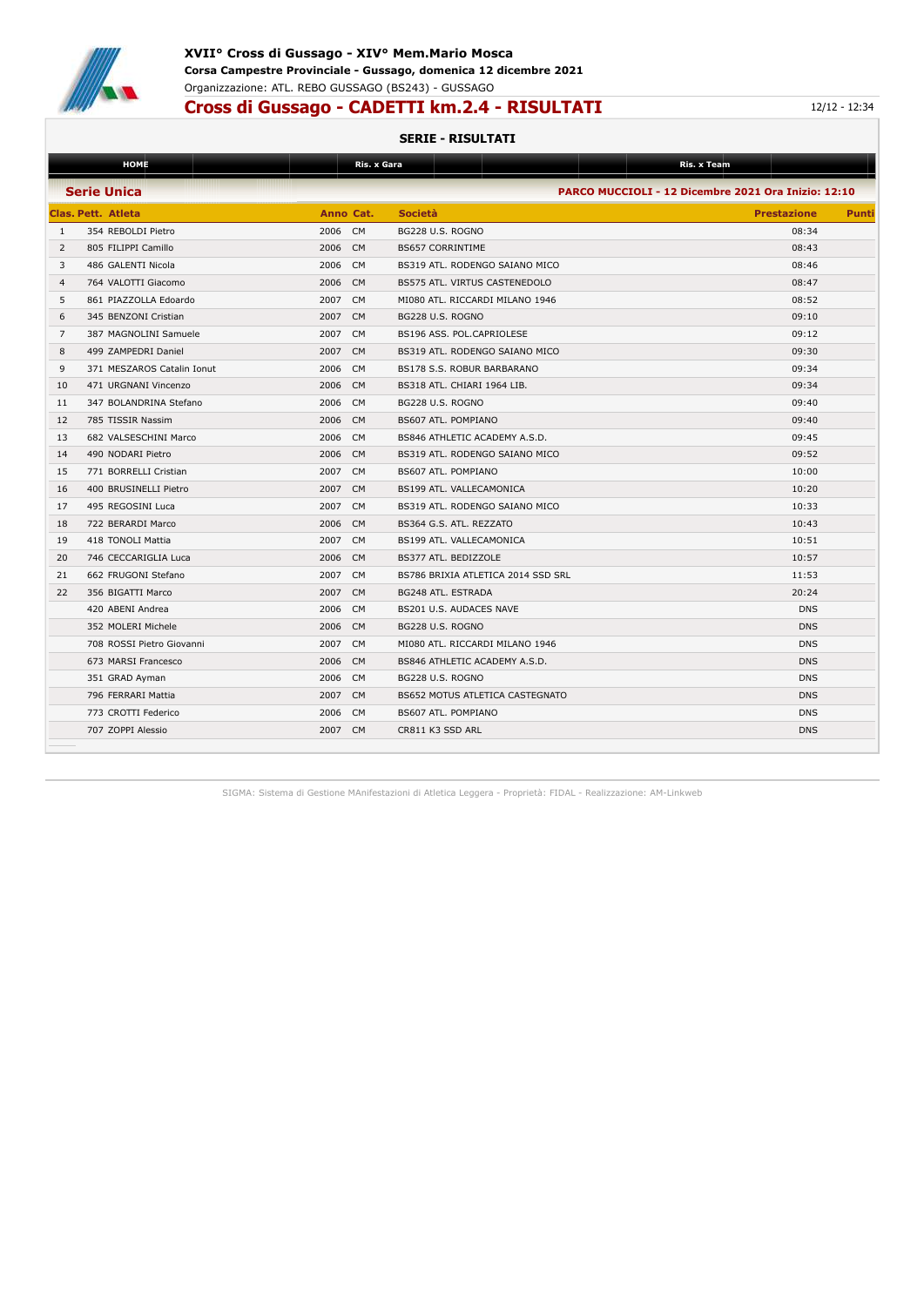# XVII° Cross di Gussago - XIV° Mem.Mario Mosca

**Corsa Campestre Provinciale - Gussago, domenica 12 dicembre 2021**

Organizzazione: ATL. REBO GUSSAGO (BS243) - GUSSAGO

## Cross di Gussago - CADETTI km.2.4 - RISULTATI

12/12 - 12:34

### SERIE - RISULTATI

HOME | Ris. x Gara | Ris. x Team

**Serie Unica** — PARCO MUCCIOLI - 12 Dicembre 2021 Ora Inizio: 12:10

| Clas. | Pett. | Atleta | Anno | Cat. | Società | Prestazione | Punti |
|---|---|---|---|---|---|---|---|
| 1 | 354 | REBOLDI Pietro | 2006 | CM | BG228 U.S. ROGNO | 08:34 | |
| 2 | 805 | FILIPPI Camillo | 2006 | CM | BS657 CORRINTIME | 08:43 | |
| 3 | 486 | GALENTI Nicola | 2006 | CM | BS319 ATL. RODENGO SAIANO MICO | 08:46 | |
| 4 | 764 | VALOTTI Giacomo | 2006 | CM | BS575 ATL. VIRTUS CASTENEDOLO | 08:47 | |
| 5 | 861 | PIAZZOLLA Edoardo | 2007 | CM | MI080 ATL. RICCARDI MILANO 1946 | 08:52 | |
| 6 | 345 | BENZONI Cristian | 2007 | CM | BG228 U.S. ROGNO | 09:10 | |
| 7 | 387 | MAGNOLINI Samuele | 2007 | CM | BS196 ASS. POL.CAPRIOLESE | 09:12 | |
| 8 | 499 | ZAMPEDRI Daniel | 2007 | CM | BS319 ATL. RODENGO SAIANO MICO | 09:30 | |
| 9 | 371 | MESZAROS Catalin Ionut | 2006 | CM | BS178 S.S. ROBUR BARBARANO | 09:34 | |
| 10 | 471 | URGNANI Vincenzo | 2006 | CM | BS318 ATL. CHIARI 1964 LIB. | 09:34 | |
| 11 | 347 | BOLANDRINA Stefano | 2006 | CM | BG228 U.S. ROGNO | 09:40 | |
| 12 | 785 | TISSIR Nassim | 2006 | CM | BS607 ATL. POMPIANO | 09:40 | |
| 13 | 682 | VALSESCHINI Marco | 2006 | CM | BS846 ATHLETIC ACADEMY A.S.D. | 09:45 | |
| 14 | 490 | NODARI Pietro | 2006 | CM | BS319 ATL. RODENGO SAIANO MICO | 09:52 | |
| 15 | 771 | BORRELLI Cristian | 2007 | CM | BS607 ATL. POMPIANO | 10:00 | |
| 16 | 400 | BRUSINELLI Pietro | 2007 | CM | BS199 ATL. VALLECAMONICA | 10:20 | |
| 17 | 495 | REGOSINI Luca | 2007 | CM | BS319 ATL. RODENGO SAIANO MICO | 10:33 | |
| 18 | 722 | BERARDI Marco | 2006 | CM | BS364 G.S. ATL. REZZATO | 10:43 | |
| 19 | 418 | TONOLI Mattia | 2007 | CM | BS199 ATL. VALLECAMONICA | 10:51 | |
| 20 | 746 | CECCARIGLIA Luca | 2006 | CM | BS377 ATL. BEDIZZOLE | 10:57 | |
| 21 | 662 | FRUGONI Stefano | 2007 | CM | BS786 BRIXIA ATLETICA 2014 SSD SRL | 11:53 | |
| 22 | 356 | BIGATTI Marco | 2007 | CM | BG248 ATL. ESTRADA | 20:24 | |
| | 420 | ABENI Andrea | 2006 | CM | BS201 U.S. AUDACES NAVE | DNS | |
| | 352 | MOLERI Michele | 2006 | CM | BG228 U.S. ROGNO | DNS | |
| | 708 | ROSSI Pietro Giovanni | 2007 | CM | MI080 ATL. RICCARDI MILANO 1946 | DNS | |
| | 673 | MARSI Francesco | 2006 | CM | BS846 ATHLETIC ACADEMY A.S.D. | DNS | |
| | 351 | GRAD Ayman | 2006 | CM | BG228 U.S. ROGNO | DNS | |
| | 796 | FERRARI Mattia | 2007 | CM | BS652 MOTUS ATLETICA CASTEGNATO | DNS | |
| | 773 | CROTTI Federico | 2006 | CM | BS607 ATL. POMPIANO | DNS | |
| | 707 | ZOPPI Alessio | 2007 | CM | CR811 K3 SSD ARL | DNS | |

SIGMA: Sistema di Gestione MAnifestazioni di Atletica Leggera - Proprietà: FIDAL - Realizzazione: AM-Linkweb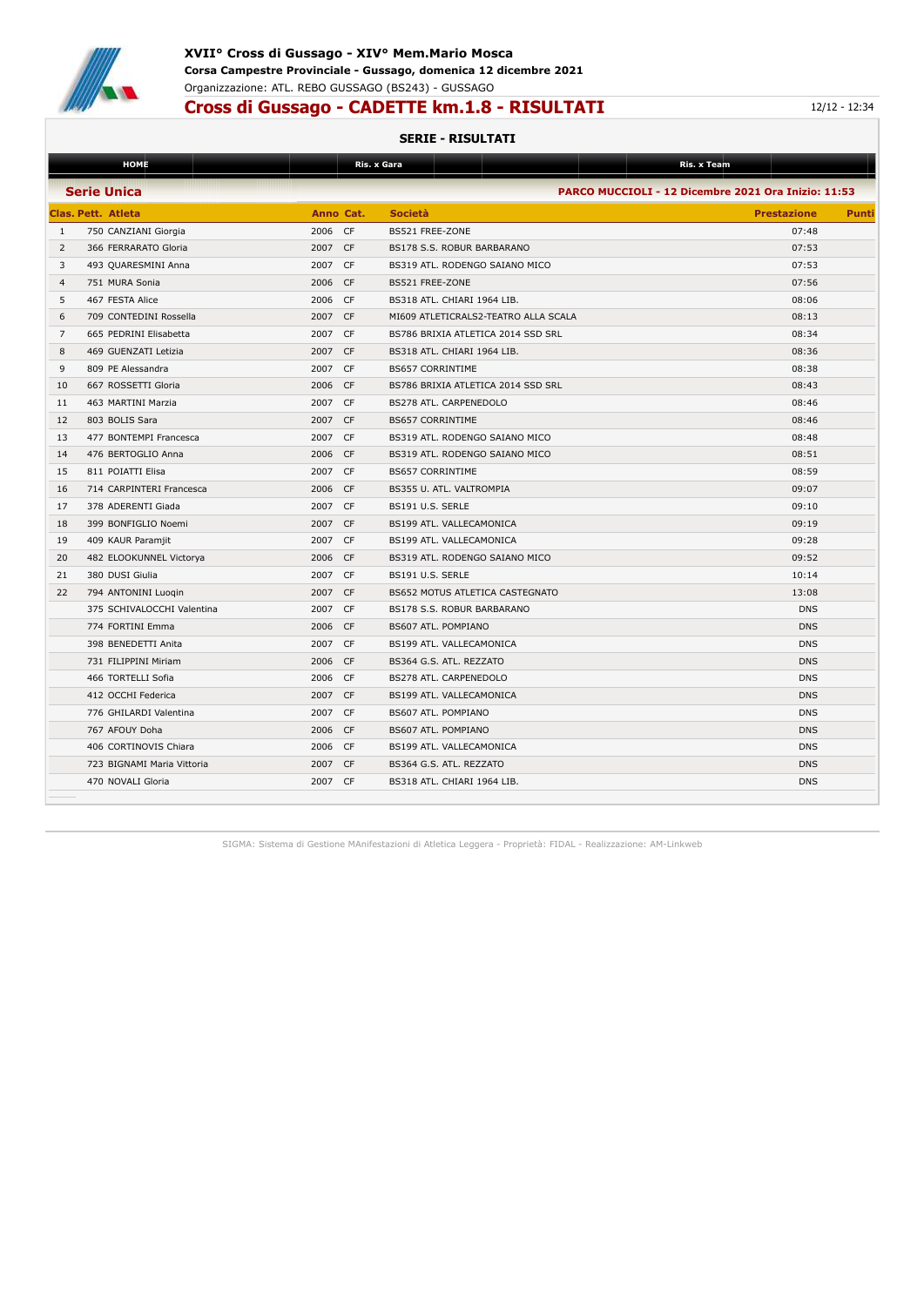# XVII° Cross di Gussago - XIV° Mem.Mario Mosca

**Corsa Campestre Provinciale - Gussago, domenica 12 dicembre 2021**

Organizzazione: ATL. REBO GUSSAGO (BS243) - GUSSAGO

## Cross di Gussago - CADETTE km.1.8 - RISULTATI

12/12 - 12:34

### SERIE - RISULTATI

HOME | Ris. x Gara | Ris. x Team

**Serie Unica** — PARCO MUCCIOLI - 12 Dicembre 2021 Ora Inizio: 11:53

| Clas. | Pett. | Atleta | Anno | Cat. | Società | Prestazione | Punti |
|---|---|---|---|---|---|---|---|
| 1 | 750 | CANZIANI Giorgia | 2006 | CF | BS521 FREE-ZONE | 07:48 | |
| 2 | 366 | FERRARATO Gloria | 2007 | CF | BS178 S.S. ROBUR BARBARANO | 07:53 | |
| 3 | 493 | QUARESMINI Anna | 2007 | CF | BS319 ATL. RODENGO SAIANO MICO | 07:53 | |
| 4 | 751 | MURA Sonia | 2006 | CF | BS521 FREE-ZONE | 07:56 | |
| 5 | 467 | FESTA Alice | 2006 | CF | BS318 ATL. CHIARI 1964 LIB. | 08:06 | |
| 6 | 709 | CONTEDINI Rossella | 2007 | CF | MI609 ATLETICRALS2-TEATRO ALLA SCALA | 08:13 | |
| 7 | 665 | PEDRINI Elisabetta | 2007 | CF | BS786 BRIXIA ATLETICA 2014 SSD SRL | 08:34 | |
| 8 | 469 | GUENZATI Letizia | 2007 | CF | BS318 ATL. CHIARI 1964 LIB. | 08:36 | |
| 9 | 809 | PE Alessandra | 2007 | CF | BS657 CORRINTIME | 08:38 | |
| 10 | 667 | ROSSETTI Gloria | 2006 | CF | BS786 BRIXIA ATLETICA 2014 SSD SRL | 08:43 | |
| 11 | 463 | MARTINI Marzia | 2007 | CF | BS278 ATL. CARPENEDOLO | 08:46 | |
| 12 | 803 | BOLIS Sara | 2007 | CF | BS657 CORRINTIME | 08:46 | |
| 13 | 477 | BONTEMPI Francesca | 2007 | CF | BS319 ATL. RODENGO SAIANO MICO | 08:48 | |
| 14 | 476 | BERTOGLIO Anna | 2006 | CF | BS319 ATL. RODENGO SAIANO MICO | 08:51 | |
| 15 | 811 | POIATTI Elisa | 2007 | CF | BS657 CORRINTIME | 08:59 | |
| 16 | 714 | CARPINTERI Francesca | 2006 | CF | BS355 U. ATL. VALTROMPIA | 09:07 | |
| 17 | 378 | ADERENTI Giada | 2007 | CF | BS191 U.S. SERLE | 09:10 | |
| 18 | 399 | BONFIGLIO Noemi | 2007 | CF | BS199 ATL. VALLECAMONICA | 09:19 | |
| 19 | 409 | KAUR Paramjit | 2007 | CF | BS199 ATL. VALLECAMONICA | 09:28 | |
| 20 | 482 | ELOOKUNNEL Victorya | 2006 | CF | BS319 ATL. RODENGO SAIANO MICO | 09:52 | |
| 21 | 380 | DUSI Giulia | 2007 | CF | BS191 U.S. SERLE | 10:14 | |
| 22 | 794 | ANTONINI Luoqin | 2007 | CF | BS652 MOTUS ATLETICA CASTEGNATO | 13:08 | |
| | 375 | SCHIVALOCCHI Valentina | 2007 | CF | BS178 S.S. ROBUR BARBARANO | DNS | |
| | 774 | FORTINI Emma | 2006 | CF | BS607 ATL. POMPIANO | DNS | |
| | 398 | BENEDETTI Anita | 2007 | CF | BS199 ATL. VALLECAMONICA | DNS | |
| | 731 | FILIPPINI Miriam | 2006 | CF | BS364 G.S. ATL. REZZATO | DNS | |
| | 466 | TORTELLI Sofia | 2006 | CF | BS278 ATL. CARPENEDOLO | DNS | |
| | 412 | OCCHI Federica | 2007 | CF | BS199 ATL. VALLECAMONICA | DNS | |
| | 776 | GHILARDI Valentina | 2007 | CF | BS607 ATL. POMPIANO | DNS | |
| | 767 | AFOUY Doha | 2006 | CF | BS607 ATL. POMPIANO | DNS | |
| | 406 | CORTINOVIS Chiara | 2006 | CF | BS199 ATL. VALLECAMONICA | DNS | |
| | 723 | BIGNAMI Maria Vittoria | 2007 | CF | BS364 G.S. ATL. REZZATO | DNS | |
| | 470 | NOVALI Gloria | 2007 | CF | BS318 ATL. CHIARI 1964 LIB. | DNS | |

SIGMA: Sistema di Gestione MAnifestazioni di Atletica Leggera - Proprietà: FIDAL - Realizzazione: AM-Linkweb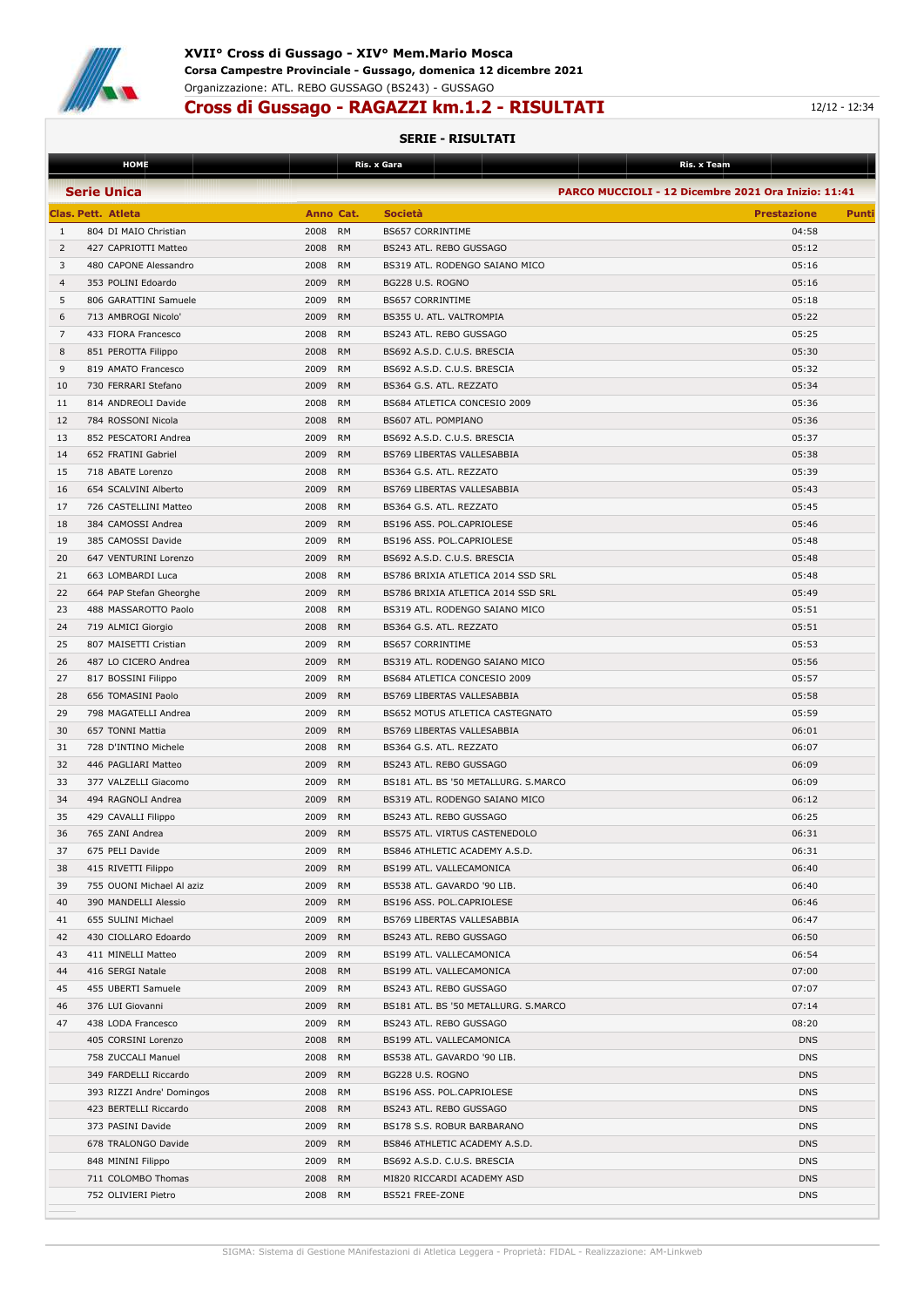# XVII° Cross di Gussago - XIV° Mem.Mario Mosca

**Corsa Campestre Provinciale - Gussago, domenica 12 dicembre 2021**

Organizzazione: ATL. REBO GUSSAGO (BS243) - GUSSAGO

## Cross di Gussago - RAGAZZI km.1.2 - RISULTATI

12/12 - 12:34

### SERIE - RISULTATI

HOME | Ris. x Gara | Ris. x Team

**Serie Unica** — PARCO MUCCIOLI - 12 Dicembre 2021 Ora Inizio: 11:41

| Clas. | Pett. | Atleta | Anno | Cat. | Società | Prestazione | Punti |
|---|---|---|---|---|---|---|---|
| 1 | 804 | DI MAIO Christian | 2008 | RM | BS657 CORRINTIME | 04:58 | |
| 2 | 427 | CAPRIOTTI Matteo | 2008 | RM | BS243 ATL. REBO GUSSAGO | 05:12 | |
| 3 | 480 | CAPONE Alessandro | 2008 | RM | BS319 ATL. RODENGO SAIANO MICO | 05:16 | |
| 4 | 353 | POLINI Edoardo | 2009 | RM | BG228 U.S. ROGNO | 05:16 | |
| 5 | 806 | GARATTINI Samuele | 2009 | RM | BS657 CORRINTIME | 05:18 | |
| 6 | 713 | AMBROGI Nicolo' | 2009 | RM | BS355 U. ATL. VALTROMPIA | 05:22 | |
| 7 | 433 | FIORA Francesco | 2008 | RM | BS243 ATL. REBO GUSSAGO | 05:25 | |
| 8 | 851 | PEROTTA Filippo | 2008 | RM | BS692 A.S.D. C.U.S. BRESCIA | 05:30 | |
| 9 | 819 | AMATO Francesco | 2009 | RM | BS692 A.S.D. C.U.S. BRESCIA | 05:32 | |
| 10 | 730 | FERRARI Stefano | 2009 | RM | BS364 G.S. ATL. REZZATO | 05:34 | |
| 11 | 814 | ANDREOLI Davide | 2008 | RM | BS684 ATLETICA CONCESIO 2009 | 05:36 | |
| 12 | 784 | ROSSONI Nicola | 2008 | RM | BS607 ATL. POMPIANO | 05:36 | |
| 13 | 852 | PESCATORI Andrea | 2009 | RM | BS692 A.S.D. C.U.S. BRESCIA | 05:37 | |
| 14 | 652 | FRATINI Gabriel | 2009 | RM | BS769 LIBERTAS VALLESABBIA | 05:38 | |
| 15 | 718 | ABATE Lorenzo | 2008 | RM | BS364 G.S. ATL. REZZATO | 05:39 | |
| 16 | 654 | SCALVINI Alberto | 2009 | RM | BS769 LIBERTAS VALLESABBIA | 05:43 | |
| 17 | 726 | CASTELLINI Matteo | 2008 | RM | BS364 G.S. ATL. REZZATO | 05:45 | |
| 18 | 384 | CAMOSSI Andrea | 2009 | RM | BS196 ASS. POL.CAPRIOLESE | 05:46 | |
| 19 | 385 | CAMOSSI Davide | 2009 | RM | BS196 ASS. POL.CAPRIOLESE | 05:48 | |
| 20 | 647 | VENTURINI Lorenzo | 2009 | RM | BS692 A.S.D. C.U.S. BRESCIA | 05:48 | |
| 21 | 663 | LOMBARDI Luca | 2008 | RM | BS786 BRIXIA ATLETICA 2014 SSD SRL | 05:48 | |
| 22 | 664 | PAP Stefan Gheorghe | 2009 | RM | BS786 BRIXIA ATLETICA 2014 SSD SRL | 05:49 | |
| 23 | 488 | MASSAROTTO Paolo | 2008 | RM | BS319 ATL. RODENGO SAIANO MICO | 05:51 | |
| 24 | 719 | ALMICI Giorgio | 2008 | RM | BS364 G.S. ATL. REZZATO | 05:51 | |
| 25 | 807 | MAISETTI Cristian | 2009 | RM | BS657 CORRINTIME | 05:53 | |
| 26 | 487 | LO CICERO Andrea | 2009 | RM | BS319 ATL. RODENGO SAIANO MICO | 05:56 | |
| 27 | 817 | BOSSINI Filippo | 2009 | RM | BS684 ATLETICA CONCESIO 2009 | 05:57 | |
| 28 | 656 | TOMASINI Paolo | 2009 | RM | BS769 LIBERTAS VALLESABBIA | 05:58 | |
| 29 | 798 | MAGATELLI Andrea | 2009 | RM | BS652 MOTUS ATLETICA CASTEGNATO | 05:59 | |
| 30 | 657 | TONNI Mattia | 2009 | RM | BS769 LIBERTAS VALLESABBIA | 06:01 | |
| 31 | 728 | D'INTINO Michele | 2008 | RM | BS364 G.S. ATL. REZZATO | 06:07 | |
| 32 | 446 | PAGLIARI Matteo | 2009 | RM | BS243 ATL. REBO GUSSAGO | 06:09 | |
| 33 | 377 | VALZELLI Giacomo | 2009 | RM | BS181 ATL. BS '50 METALLURG. S.MARCO | 06:09 | |
| 34 | 494 | RAGNOLI Andrea | 2009 | RM | BS319 ATL. RODENGO SAIANO MICO | 06:12 | |
| 35 | 429 | CAVALLI Filippo | 2009 | RM | BS243 ATL. REBO GUSSAGO | 06:25 | |
| 36 | 765 | ZANI Andrea | 2009 | RM | BS575 ATL. VIRTUS CASTENEDOLO | 06:31 | |
| 37 | 675 | PELI Davide | 2009 | RM | BS846 ATHLETIC ACADEMY A.S.D. | 06:31 | |
| 38 | 415 | RIVETTI Filippo | 2009 | RM | BS199 ATL. VALLECAMONICA | 06:40 | |
| 39 | 755 | OUONI Michael Al aziz | 2009 | RM | BS538 ATL. GAVARDO '90 LIB. | 06:40 | |
| 40 | 390 | MANDELLI Alessio | 2009 | RM | BS196 ASS. POL.CAPRIOLESE | 06:46 | |
| 41 | 655 | SULINI Michael | 2009 | RM | BS769 LIBERTAS VALLESABBIA | 06:47 | |
| 42 | 430 | CIOLLARO Edoardo | 2009 | RM | BS243 ATL. REBO GUSSAGO | 06:50 | |
| 43 | 411 | MINELLI Matteo | 2009 | RM | BS199 ATL. VALLECAMONICA | 06:54 | |
| 44 | 416 | SERGI Natale | 2008 | RM | BS199 ATL. VALLECAMONICA | 07:00 | |
| 45 | 455 | UBERTI Samuele | 2009 | RM | BS243 ATL. REBO GUSSAGO | 07:07 | |
| 46 | 376 | LUI Giovanni | 2009 | RM | BS181 ATL. BS '50 METALLURG. S.MARCO | 07:14 | |
| 47 | 438 | LODA Francesco | 2009 | RM | BS243 ATL. REBO GUSSAGO | 08:20 | |
| | 405 | CORSINI Lorenzo | 2008 | RM | BS199 ATL. VALLECAMONICA | DNS | |
| | 758 | ZUCCALI Manuel | 2008 | RM | BS538 ATL. GAVARDO '90 LIB. | DNS | |
| | 349 | FARDELLI Riccardo | 2009 | RM | BG228 U.S. ROGNO | DNS | |
| | 393 | RIZZI Andre' Domingos | 2008 | RM | BS196 ASS. POL.CAPRIOLESE | DNS | |
| | 423 | BERTELLI Riccardo | 2008 | RM | BS243 ATL. REBO GUSSAGO | DNS | |
| | 373 | PASINI Davide | 2009 | RM | BS178 S.S. ROBUR BARBARANO | DNS | |
| | 678 | TRALONGO Davide | 2009 | RM | BS846 ATHLETIC ACADEMY A.S.D. | DNS | |
| | 848 | MININI Filippo | 2009 | RM | BS692 A.S.D. C.U.S. BRESCIA | DNS | |
| | 711 | COLOMBO Thomas | 2008 | RM | MI820 RICCARDI ACADEMY ASD | DNS | |
| | 752 | OLIVIERI Pietro | 2008 | RM | BS521 FREE-ZONE | DNS | |

SIGMA: Sistema di Gestione MAnifestazioni di Atletica Leggera - Proprietà: FIDAL - Realizzazione: AM-Linkweb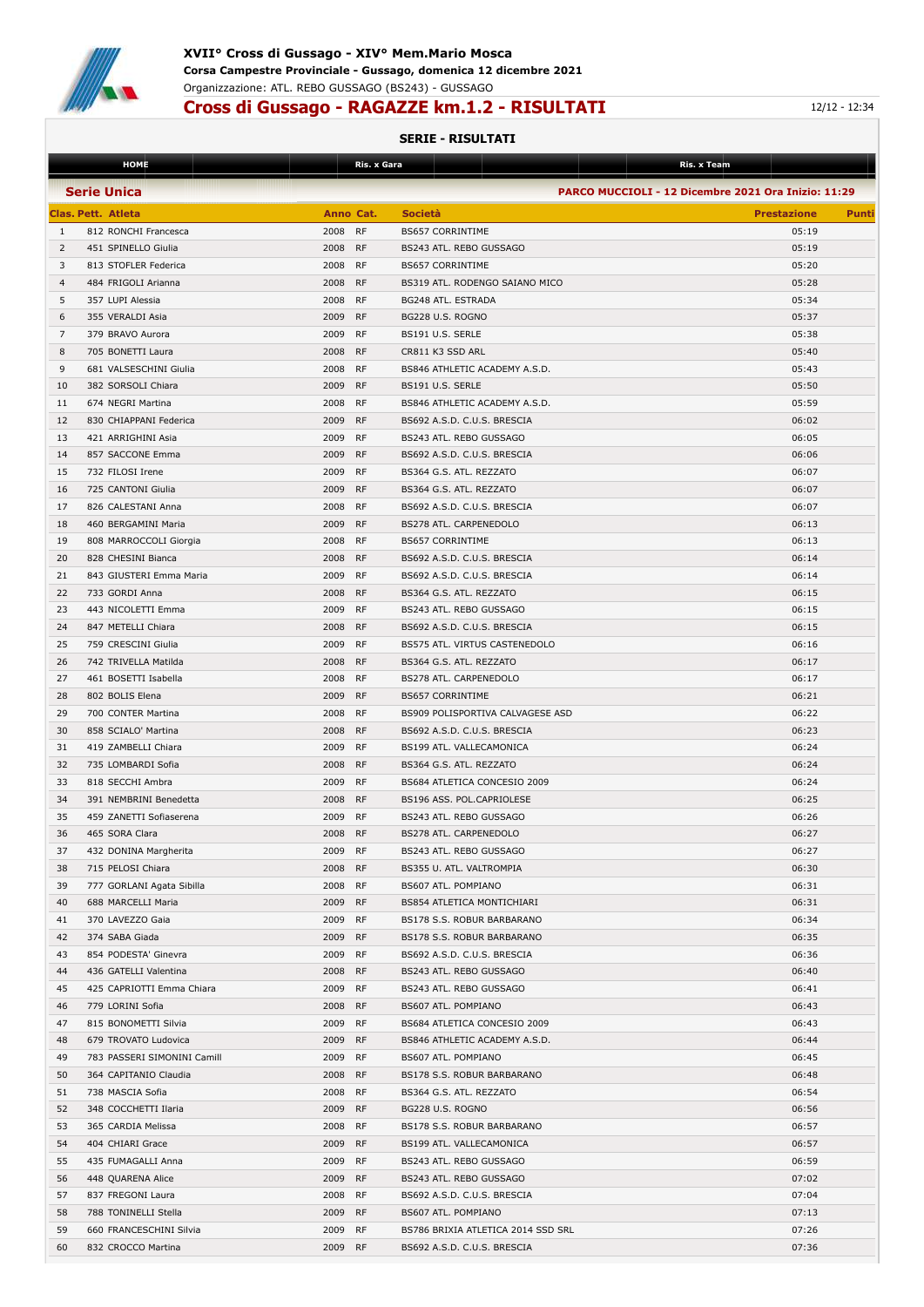# XVII° Cross di Gussago - XIV° Mem.Mario Mosca

**Corsa Campestre Provinciale - Gussago, domenica 12 dicembre 2021**

Organizzazione: ATL. REBO GUSSAGO (BS243) - GUSSAGO

## Cross di Gussago - RAGAZZE km.1.2 - RISULTATI

12/12 - 12:34

### SERIE - RISULTATI

HOME | Ris. x Gara | Ris. x Team

**Serie Unica** — PARCO MUCCIOLI - 12 Dicembre 2021 Ora Inizio: 11:29

| Clas. | Pett. | Atleta | Anno | Cat. | Società | Prestazione | Punti |
|---|---|---|---|---|---|---|---|
| 1 | 812 | RONCHI Francesca | 2008 | RF | BS657 CORRINTIME | 05:19 | |
| 2 | 451 | SPINELLO Giulia | 2008 | RF | BS243 ATL. REBO GUSSAGO | 05:19 | |
| 3 | 813 | STOFLER Federica | 2008 | RF | BS657 CORRINTIME | 05:20 | |
| 4 | 484 | FRIGOLI Arianna | 2008 | RF | BS319 ATL. RODENGO SAIANO MICO | 05:28 | |
| 5 | 357 | LUPI Alessia | 2008 | RF | BG248 ATL. ESTRADA | 05:34 | |
| 6 | 355 | VERALDI Asia | 2009 | RF | BG228 U.S. ROGNO | 05:37 | |
| 7 | 379 | BRAVO Aurora | 2009 | RF | BS191 U.S. SERLE | 05:38 | |
| 8 | 705 | BONETTI Laura | 2008 | RF | CR811 K3 SSD ARL | 05:40 | |
| 9 | 681 | VALSESCHINI Giulia | 2008 | RF | BS846 ATHLETIC ACADEMY A.S.D. | 05:43 | |
| 10 | 382 | SORSOLI Chiara | 2009 | RF | BS191 U.S. SERLE | 05:50 | |
| 11 | 674 | NEGRI Martina | 2008 | RF | BS846 ATHLETIC ACADEMY A.S.D. | 05:59 | |
| 12 | 830 | CHIAPPANI Federica | 2009 | RF | BS692 A.S.D. C.U.S. BRESCIA | 06:02 | |
| 13 | 421 | ARRIGHINI Asia | 2009 | RF | BS243 ATL. REBO GUSSAGO | 06:05 | |
| 14 | 857 | SACCONE Emma | 2009 | RF | BS692 A.S.D. C.U.S. BRESCIA | 06:06 | |
| 15 | 732 | FILOSI Irene | 2009 | RF | BS364 G.S. ATL. REZZATO | 06:07 | |
| 16 | 725 | CANTONI Giulia | 2009 | RF | BS364 G.S. ATL. REZZATO | 06:07 | |
| 17 | 826 | CALESTANI Anna | 2008 | RF | BS692 A.S.D. C.U.S. BRESCIA | 06:07 | |
| 18 | 460 | BERGAMINI Maria | 2009 | RF | BS278 ATL. CARPENEDOLO | 06:13 | |
| 19 | 808 | MARROCCOLI Giorgia | 2008 | RF | BS657 CORRINTIME | 06:13 | |
| 20 | 828 | CHESINI Bianca | 2008 | RF | BS692 A.S.D. C.U.S. BRESCIA | 06:14 | |
| 21 | 843 | GIUSTERI Emma Maria | 2009 | RF | BS692 A.S.D. C.U.S. BRESCIA | 06:14 | |
| 22 | 733 | GORDI Anna | 2008 | RF | BS364 G.S. ATL. REZZATO | 06:15 | |
| 23 | 443 | NICOLETTI Emma | 2009 | RF | BS243 ATL. REBO GUSSAGO | 06:15 | |
| 24 | 847 | METELLI Chiara | 2008 | RF | BS692 A.S.D. C.U.S. BRESCIA | 06:15 | |
| 25 | 759 | CRESCINI Giulia | 2009 | RF | BS575 ATL. VIRTUS CASTENEDOLO | 06:16 | |
| 26 | 742 | TRIVELLA Matilda | 2008 | RF | BS364 G.S. ATL. REZZATO | 06:17 | |
| 27 | 461 | BOSETTI Isabella | 2008 | RF | BS278 ATL. CARPENEDOLO | 06:17 | |
| 28 | 802 | BOLIS Elena | 2009 | RF | BS657 CORRINTIME | 06:21 | |
| 29 | 700 | CONTER Martina | 2008 | RF | BS909 POLISPORTIVA CALVAGESE ASD | 06:22 | |
| 30 | 858 | SCIALO' Martina | 2008 | RF | BS692 A.S.D. C.U.S. BRESCIA | 06:23 | |
| 31 | 419 | ZAMBELLI Chiara | 2009 | RF | BS199 ATL. VALLECAMONICA | 06:24 | |
| 32 | 735 | LOMBARDI Sofia | 2008 | RF | BS364 G.S. ATL. REZZATO | 06:24 | |
| 33 | 818 | SECCHI Ambra | 2009 | RF | BS684 ATLETICA CONCESIO 2009 | 06:24 | |
| 34 | 391 | NEMBRINI Benedetta | 2008 | RF | BS196 ASS. POL.CAPRIOLESE | 06:25 | |
| 35 | 459 | ZANETTI Sofiaserena | 2009 | RF | BS243 ATL. REBO GUSSAGO | 06:26 | |
| 36 | 465 | SORA Clara | 2008 | RF | BS278 ATL. CARPENEDOLO | 06:27 | |
| 37 | 432 | DONINA Margherita | 2009 | RF | BS243 ATL. REBO GUSSAGO | 06:27 | |
| 38 | 715 | PELOSI Chiara | 2008 | RF | BS355 U. ATL. VALTROMPIA | 06:30 | |
| 39 | 777 | GORLANI Agata Sibilla | 2008 | RF | BS607 ATL. POMPIANO | 06:31 | |
| 40 | 688 | MARCELLI Maria | 2009 | RF | BS854 ATLETICA MONTICHIARI | 06:31 | |
| 41 | 370 | LAVEZZO Gaia | 2009 | RF | BS178 S.S. ROBUR BARBARANO | 06:34 | |
| 42 | 374 | SABA Giada | 2009 | RF | BS178 S.S. ROBUR BARBARANO | 06:35 | |
| 43 | 854 | PODESTA' Ginevra | 2009 | RF | BS692 A.S.D. C.U.S. BRESCIA | 06:36 | |
| 44 | 436 | GATELLI Valentina | 2008 | RF | BS243 ATL. REBO GUSSAGO | 06:40 | |
| 45 | 425 | CAPRIOTTI Emma Chiara | 2009 | RF | BS243 ATL. REBO GUSSAGO | 06:41 | |
| 46 | 779 | LORINI Sofia | 2008 | RF | BS607 ATL. POMPIANO | 06:43 | |
| 47 | 815 | BONOMETTI Silvia | 2009 | RF | BS684 ATLETICA CONCESIO 2009 | 06:43 | |
| 48 | 679 | TROVATO Ludovica | 2009 | RF | BS846 ATHLETIC ACADEMY A.S.D. | 06:44 | |
| 49 | 783 | PASSERI SIMONINI Camill | 2009 | RF | BS607 ATL. POMPIANO | 06:45 | |
| 50 | 364 | CAPITANIO Claudia | 2008 | RF | BS178 S.S. ROBUR BARBARANO | 06:48 | |
| 51 | 738 | MASCIA Sofia | 2008 | RF | BS364 G.S. ATL. REZZATO | 06:54 | |
| 52 | 348 | COCCHETTI Ilaria | 2009 | RF | BG228 U.S. ROGNO | 06:56 | |
| 53 | 365 | CARDIA Melissa | 2008 | RF | BS178 S.S. ROBUR BARBARANO | 06:57 | |
| 54 | 404 | CHIARI Grace | 2009 | RF | BS199 ATL. VALLECAMONICA | 06:57 | |
| 55 | 435 | FUMAGALLI Anna | 2009 | RF | BS243 ATL. REBO GUSSAGO | 06:59 | |
| 56 | 448 | QUARENA Alice | 2009 | RF | BS243 ATL. REBO GUSSAGO | 07:02 | |
| 57 | 837 | FREGONI Laura | 2008 | RF | BS692 A.S.D. C.U.S. BRESCIA | 07:04 | |
| 58 | 788 | TONINELLI Stella | 2009 | RF | BS607 ATL. POMPIANO | 07:13 | |
| 59 | 660 | FRANCESCHINI Silvia | 2009 | RF | BS786 BRIXIA ATLETICA 2014 SSD SRL | 07:26 | |
| 60 | 832 | CROCCO Martina | 2009 | RF | BS692 A.S.D. C.U.S. BRESCIA | 07:36 | |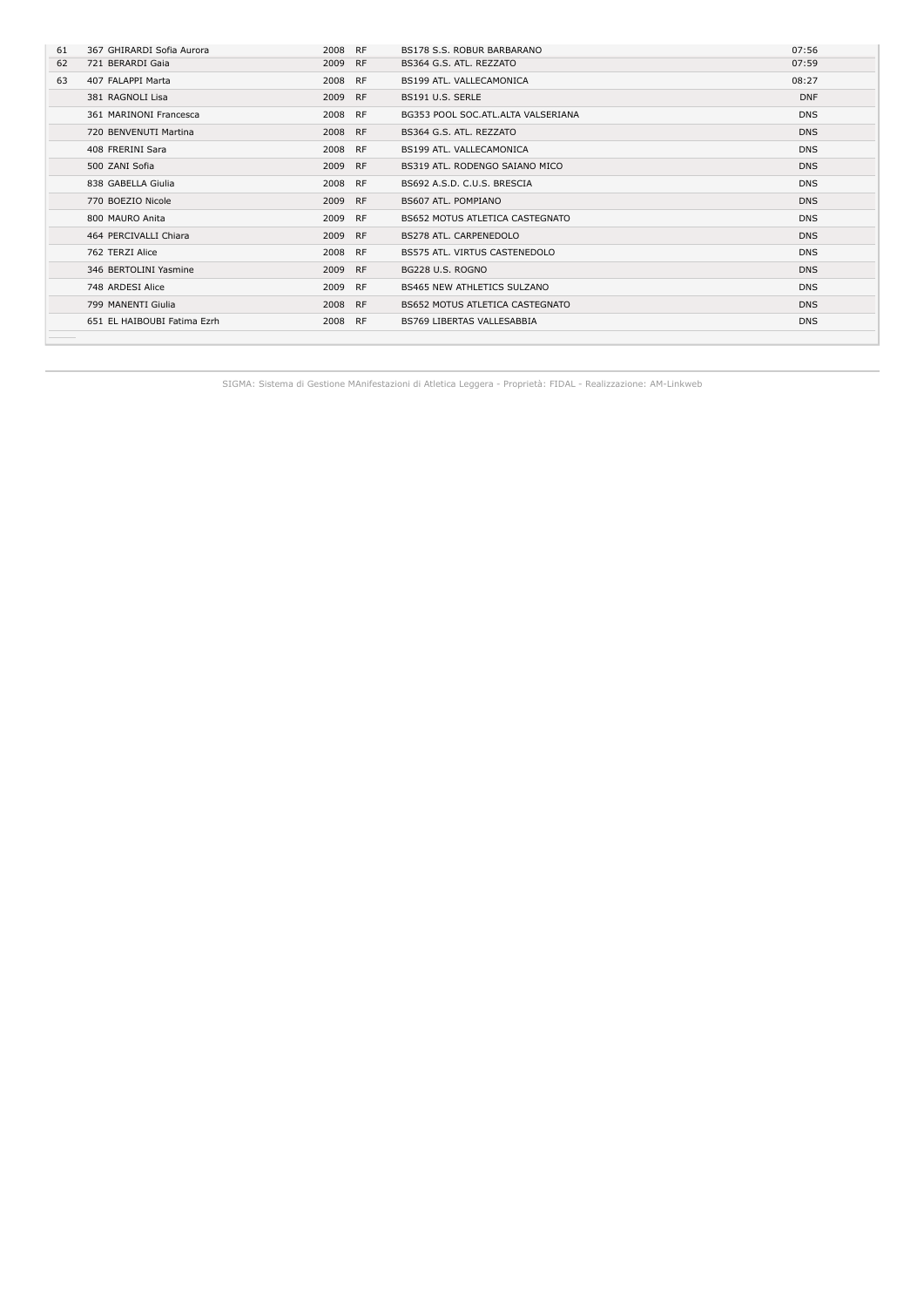| | | | | | |
|---|---|---|---|---|---|
| 61 | 367 GHIRARDI Sofia Aurora | 2008 | RF | BS178 S.S. ROBUR BARBARANO | 07:56 |
| 62 | 721 BERARDI Gaia | 2009 | RF | BS364 G.S. ATL. REZZATO | 07:59 |
| 63 | 407 FALAPPI Marta | 2008 | RF | BS199 ATL. VALLECAMONICA | 08:27 |
| | 381 RAGNOLI Lisa | 2009 | RF | BS191 U.S. SERLE | DNF |
| | 361 MARINONI Francesca | 2008 | RF | BG353 POOL SOC.ATL.ALTA VALSERIANA | DNS |
| | 720 BENVENUTI Martina | 2008 | RF | BS364 G.S. ATL. REZZATO | DNS |
| | 408 FRERINI Sara | 2008 | RF | BS199 ATL. VALLECAMONICA | DNS |
| | 500 ZANI Sofia | 2009 | RF | BS319 ATL. RODENGO SAIANO MICO | DNS |
| | 838 GABELLA Giulia | 2008 | RF | BS692 A.S.D. C.U.S. BRESCIA | DNS |
| | 770 BOEZIO Nicole | 2009 | RF | BS607 ATL. POMPIANO | DNS |
| | 800 MAURO Anita | 2009 | RF | BS652 MOTUS ATLETICA CASTEGNATO | DNS |
| | 464 PERCIVALLI Chiara | 2009 | RF | BS278 ATL. CARPENEDOLO | DNS |
| | 762 TERZI Alice | 2008 | RF | BS575 ATL. VIRTUS CASTENEDOLO | DNS |
| | 346 BERTOLINI Yasmine | 2009 | RF | BG228 U.S. ROGNO | DNS |
| | 748 ARDESI Alice | 2009 | RF | BS465 NEW ATHLETICS SULZANO | DNS |
| | 799 MANENTI Giulia | 2008 | RF | BS652 MOTUS ATLETICA CASTEGNATO | DNS |
| | 651 EL HAIBOUBI Fatima Ezrh | 2008 | RF | BS769 LIBERTAS VALLESABBIA | DNS |

SIGMA: Sistema di Gestione MAnifestazioni di Atletica Leggera - Proprietà: FIDAL - Realizzazione: AM-Linkweb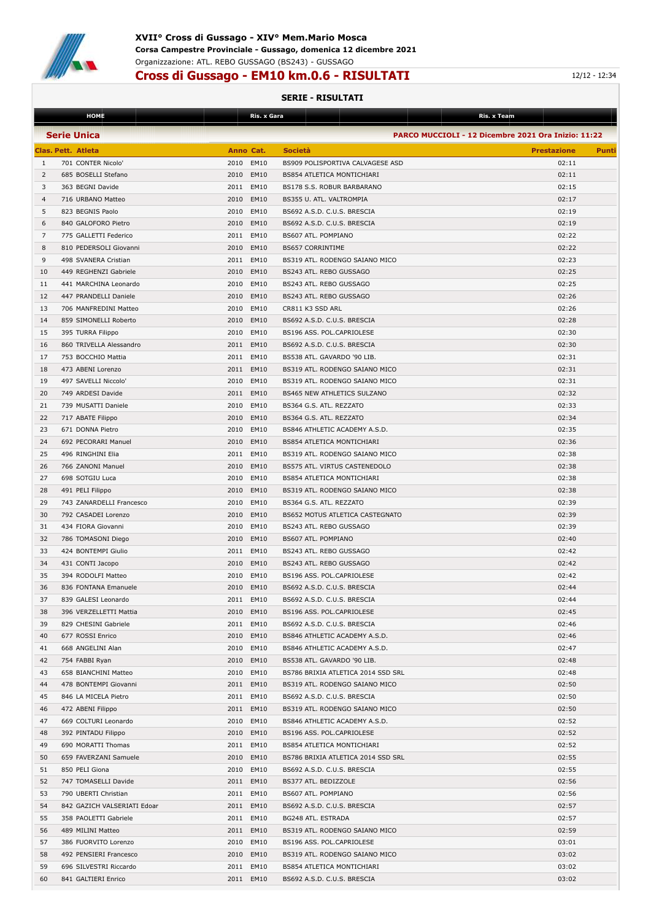## XVII° Cross di Gussago - XIV° Mem.Mario Mosca

**Corsa Campestre Provinciale - Gussago, domenica 12 dicembre 2021**

Organizzazione: ATL. REBO GUSSAGO (BS243) - GUSSAGO

# Cross di Gussago - EM10 km.0.6 - RISULTATI

12/12 - 12:34

**SERIE - RISULTATI**

HOME | Ris. x Gara | Ris. x Team

**Serie Unica** — **PARCO MUCCIOLI - 12 Dicembre 2021 Ora Inizio: 11:22**

| Clas. | Pett. | Atleta | Anno | Cat. | Società | Prestazione | Punti |
|---|---|---|---|---|---|---|---|
| 1 | 701 | CONTER Nicolo' | 2010 | EM10 | BS909 POLISPORTIVA CALVAGESE ASD | 02:11 | |
| 2 | 685 | BOSELLI Stefano | 2010 | EM10 | BS854 ATLETICA MONTICHIARI | 02:11 | |
| 3 | 363 | BEGNI Davide | 2011 | EM10 | BS178 S.S. ROBUR BARBARANO | 02:15 | |
| 4 | 716 | URBANO Matteo | 2010 | EM10 | BS355 U. ATL. VALTROMPIA | 02:17 | |
| 5 | 823 | BEGNIS Paolo | 2010 | EM10 | BS692 A.S.D. C.U.S. BRESCIA | 02:19 | |
| 6 | 840 | GALOFORO Pietro | 2010 | EM10 | BS692 A.S.D. C.U.S. BRESCIA | 02:19 | |
| 7 | 775 | GALLETTI Federico | 2011 | EM10 | BS607 ATL. POMPIANO | 02:22 | |
| 8 | 810 | PEDERSOLI Giovanni | 2010 | EM10 | BS657 CORRINTIME | 02:22 | |
| 9 | 498 | SVANERA Cristian | 2011 | EM10 | BS319 ATL. RODENGO SAIANO MICO | 02:23 | |
| 10 | 449 | REGHENZI Gabriele | 2010 | EM10 | BS243 ATL. REBO GUSSAGO | 02:25 | |
| 11 | 441 | MARCHINA Leonardo | 2010 | EM10 | BS243 ATL. REBO GUSSAGO | 02:25 | |
| 12 | 447 | PRANDELLI Daniele | 2010 | EM10 | BS243 ATL. REBO GUSSAGO | 02:26 | |
| 13 | 706 | MANFREDINI Matteo | 2010 | EM10 | CR811 K3 SSD ARL | 02:26 | |
| 14 | 859 | SIMONELLI Roberto | 2010 | EM10 | BS692 A.S.D. C.U.S. BRESCIA | 02:28 | |
| 15 | 395 | TURRA Filippo | 2010 | EM10 | BS196 ASS. POL.CAPRIOLESE | 02:30 | |
| 16 | 860 | TRIVELLA Alessandro | 2011 | EM10 | BS692 A.S.D. C.U.S. BRESCIA | 02:30 | |
| 17 | 753 | BOCCHIO Mattia | 2011 | EM10 | BS538 ATL. GAVARDO '90 LIB. | 02:31 | |
| 18 | 473 | ABENI Lorenzo | 2011 | EM10 | BS319 ATL. RODENGO SAIANO MICO | 02:31 | |
| 19 | 497 | SAVELLI Niccolo' | 2010 | EM10 | BS319 ATL. RODENGO SAIANO MICO | 02:31 | |
| 20 | 749 | ARDESI Davide | 2011 | EM10 | BS465 NEW ATHLETICS SULZANO | 02:32 | |
| 21 | 739 | MUSATTI Daniele | 2010 | EM10 | BS364 G.S. ATL. REZZATO | 02:33 | |
| 22 | 717 | ABATE Filippo | 2010 | EM10 | BS364 G.S. ATL. REZZATO | 02:34 | |
| 23 | 671 | DONNA Pietro | 2010 | EM10 | BS846 ATHLETIC ACADEMY A.S.D. | 02:35 | |
| 24 | 692 | PECORARI Manuel | 2010 | EM10 | BS854 ATLETICA MONTICHIARI | 02:36 | |
| 25 | 496 | RINGHINI Elia | 2011 | EM10 | BS319 ATL. RODENGO SAIANO MICO | 02:38 | |
| 26 | 766 | ZANONI Manuel | 2010 | EM10 | BS575 ATL. VIRTUS CASTENEDOLO | 02:38 | |
| 27 | 698 | SOTGIU Luca | 2010 | EM10 | BS854 ATLETICA MONTICHIARI | 02:38 | |
| 28 | 491 | PELI Filippo | 2010 | EM10 | BS319 ATL. RODENGO SAIANO MICO | 02:38 | |
| 29 | 743 | ZANARDELLI Francesco | 2010 | EM10 | BS364 G.S. ATL. REZZATO | 02:39 | |
| 30 | 792 | CASADEI Lorenzo | 2010 | EM10 | BS652 MOTUS ATLETICA CASTEGNATO | 02:39 | |
| 31 | 434 | FIORA Giovanni | 2010 | EM10 | BS243 ATL. REBO GUSSAGO | 02:39 | |
| 32 | 786 | TOMASONI Diego | 2010 | EM10 | BS607 ATL. POMPIANO | 02:40 | |
| 33 | 424 | BONTEMPI Giulio | 2011 | EM10 | BS243 ATL. REBO GUSSAGO | 02:42 | |
| 34 | 431 | CONTI Jacopo | 2010 | EM10 | BS243 ATL. REBO GUSSAGO | 02:42 | |
| 35 | 394 | RODOLFI Matteo | 2010 | EM10 | BS196 ASS. POL.CAPRIOLESE | 02:42 | |
| 36 | 836 | FONTANA Emanuele | 2010 | EM10 | BS692 A.S.D. C.U.S. BRESCIA | 02:44 | |
| 37 | 839 | GALESI Leonardo | 2011 | EM10 | BS692 A.S.D. C.U.S. BRESCIA | 02:44 | |
| 38 | 396 | VERZELLETTI Mattia | 2010 | EM10 | BS196 ASS. POL.CAPRIOLESE | 02:45 | |
| 39 | 829 | CHESINI Gabriele | 2011 | EM10 | BS692 A.S.D. C.U.S. BRESCIA | 02:46 | |
| 40 | 677 | ROSSI Enrico | 2010 | EM10 | BS846 ATHLETIC ACADEMY A.S.D. | 02:46 | |
| 41 | 668 | ANGELINI Alan | 2010 | EM10 | BS846 ATHLETIC ACADEMY A.S.D. | 02:47 | |
| 42 | 754 | FABBI Ryan | 2010 | EM10 | BS538 ATL. GAVARDO '90 LIB. | 02:48 | |
| 43 | 658 | BIANCHINI Matteo | 2010 | EM10 | BS786 BRIXIA ATLETICA 2014 SSD SRL | 02:48 | |
| 44 | 478 | BONTEMPI Giovanni | 2011 | EM10 | BS319 ATL. RODENGO SAIANO MICO | 02:50 | |
| 45 | 846 | LA MICELA Pietro | 2011 | EM10 | BS692 A.S.D. C.U.S. BRESCIA | 02:50 | |
| 46 | 472 | ABENI Filippo | 2011 | EM10 | BS319 ATL. RODENGO SAIANO MICO | 02:50 | |
| 47 | 669 | COLTURI Leonardo | 2010 | EM10 | BS846 ATHLETIC ACADEMY A.S.D. | 02:52 | |
| 48 | 392 | PINTADU Filippo | 2010 | EM10 | BS196 ASS. POL.CAPRIOLESE | 02:52 | |
| 49 | 690 | MORATTI Thomas | 2011 | EM10 | BS854 ATLETICA MONTICHIARI | 02:52 | |
| 50 | 659 | FAVERZANI Samuele | 2010 | EM10 | BS786 BRIXIA ATLETICA 2014 SSD SRL | 02:55 | |
| 51 | 850 | PELI Giona | 2010 | EM10 | BS692 A.S.D. C.U.S. BRESCIA | 02:55 | |
| 52 | 747 | TOMASELLI Davide | 2011 | EM10 | BS377 ATL. BEDIZZOLE | 02:56 | |
| 53 | 790 | UBERTI Christian | 2011 | EM10 | BS607 ATL. POMPIANO | 02:56 | |
| 54 | 842 | GAZICH VALSERIATI Edoar | 2011 | EM10 | BS692 A.S.D. C.U.S. BRESCIA | 02:57 | |
| 55 | 358 | PAOLETTI Gabriele | 2011 | EM10 | BG248 ATL. ESTRADA | 02:57 | |
| 56 | 489 | MILINI Matteo | 2011 | EM10 | BS319 ATL. RODENGO SAIANO MICO | 02:59 | |
| 57 | 386 | FUORVITO Lorenzo | 2010 | EM10 | BS196 ASS. POL.CAPRIOLESE | 03:01 | |
| 58 | 492 | PENSIERI Francesco | 2010 | EM10 | BS319 ATL. RODENGO SAIANO MICO | 03:02 | |
| 59 | 696 | SILVESTRI Riccardo | 2011 | EM10 | BS854 ATLETICA MONTICHIARI | 03:02 | |
| 60 | 841 | GALTIERI Enrico | 2011 | EM10 | BS692 A.S.D. C.U.S. BRESCIA | 03:02 | |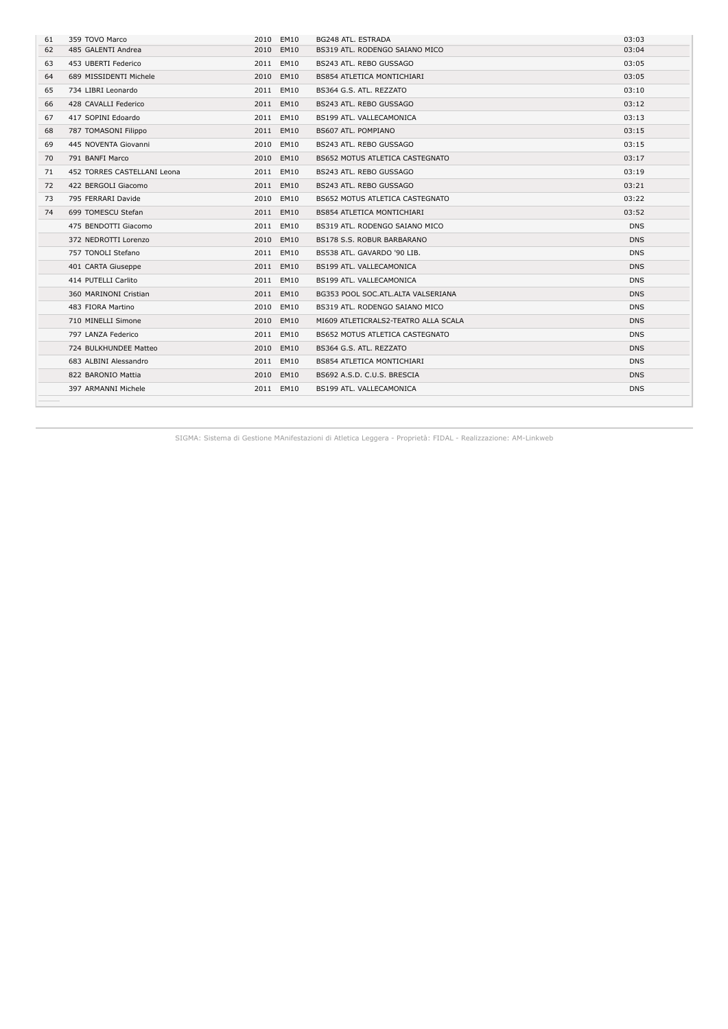| | | | | | |
|---|---|---|---|---|---|
| 61 | 359 TOVO Marco | 2010 | EM10 | BG248 ATL. ESTRADA | 03:03 |
| 62 | 485 GALENTI Andrea | 2010 | EM10 | BS319 ATL. RODENGO SAIANO MICO | 03:04 |
| 63 | 453 UBERTI Federico | 2011 | EM10 | BS243 ATL. REBO GUSSAGO | 03:05 |
| 64 | 689 MISSIDENTI Michele | 2010 | EM10 | BS854 ATLETICA MONTICHIARI | 03:05 |
| 65 | 734 LIBRI Leonardo | 2011 | EM10 | BS364 G.S. ATL. REZZATO | 03:10 |
| 66 | 428 CAVALLI Federico | 2011 | EM10 | BS243 ATL. REBO GUSSAGO | 03:12 |
| 67 | 417 SOPINI Edoardo | 2011 | EM10 | BS199 ATL. VALLECAMONICA | 03:13 |
| 68 | 787 TOMASONI Filippo | 2011 | EM10 | BS607 ATL. POMPIANO | 03:15 |
| 69 | 445 NOVENTA Giovanni | 2010 | EM10 | BS243 ATL. REBO GUSSAGO | 03:15 |
| 70 | 791 BANFI Marco | 2010 | EM10 | BS652 MOTUS ATLETICA CASTEGNATO | 03:17 |
| 71 | 452 TORRES CASTELLANI Leona | 2011 | EM10 | BS243 ATL. REBO GUSSAGO | 03:19 |
| 72 | 422 BERGOLI Giacomo | 2011 | EM10 | BS243 ATL. REBO GUSSAGO | 03:21 |
| 73 | 795 FERRARI Davide | 2010 | EM10 | BS652 MOTUS ATLETICA CASTEGNATO | 03:22 |
| 74 | 699 TOMESCU Stefan | 2011 | EM10 | BS854 ATLETICA MONTICHIARI | 03:52 |
| | 475 BENDOTTI Giacomo | 2011 | EM10 | BS319 ATL. RODENGO SAIANO MICO | DNS |
| | 372 NEDROTTI Lorenzo | 2010 | EM10 | BS178 S.S. ROBUR BARBARANO | DNS |
| | 757 TONOLI Stefano | 2011 | EM10 | BS538 ATL. GAVARDO '90 LIB. | DNS |
| | 401 CARTA Giuseppe | 2011 | EM10 | BS199 ATL. VALLECAMONICA | DNS |
| | 414 PUTELLI Carlito | 2011 | EM10 | BS199 ATL. VALLECAMONICA | DNS |
| | 360 MARINONI Cristian | 2011 | EM10 | BG353 POOL SOC.ATL.ALTA VALSERIANA | DNS |
| | 483 FIORA Martino | 2010 | EM10 | BS319 ATL. RODENGO SAIANO MICO | DNS |
| | 710 MINELLI Simone | 2010 | EM10 | MI609 ATLETICRALS2-TEATRO ALLA SCALA | DNS |
| | 797 LANZA Federico | 2011 | EM10 | BS652 MOTUS ATLETICA CASTEGNATO | DNS |
| | 724 BULKHUNDEE Matteo | 2010 | EM10 | BS364 G.S. ATL. REZZATO | DNS |
| | 683 ALBINI Alessandro | 2011 | EM10 | BS854 ATLETICA MONTICHIARI | DNS |
| | 822 BARONIO Mattia | 2010 | EM10 | BS692 A.S.D. C.U.S. BRESCIA | DNS |
| | 397 ARMANNI Michele | 2011 | EM10 | BS199 ATL. VALLECAMONICA | DNS |

SIGMA: Sistema di Gestione MAnifestazioni di Atletica Leggera - Proprietà: FIDAL - Realizzazione: AM-Linkweb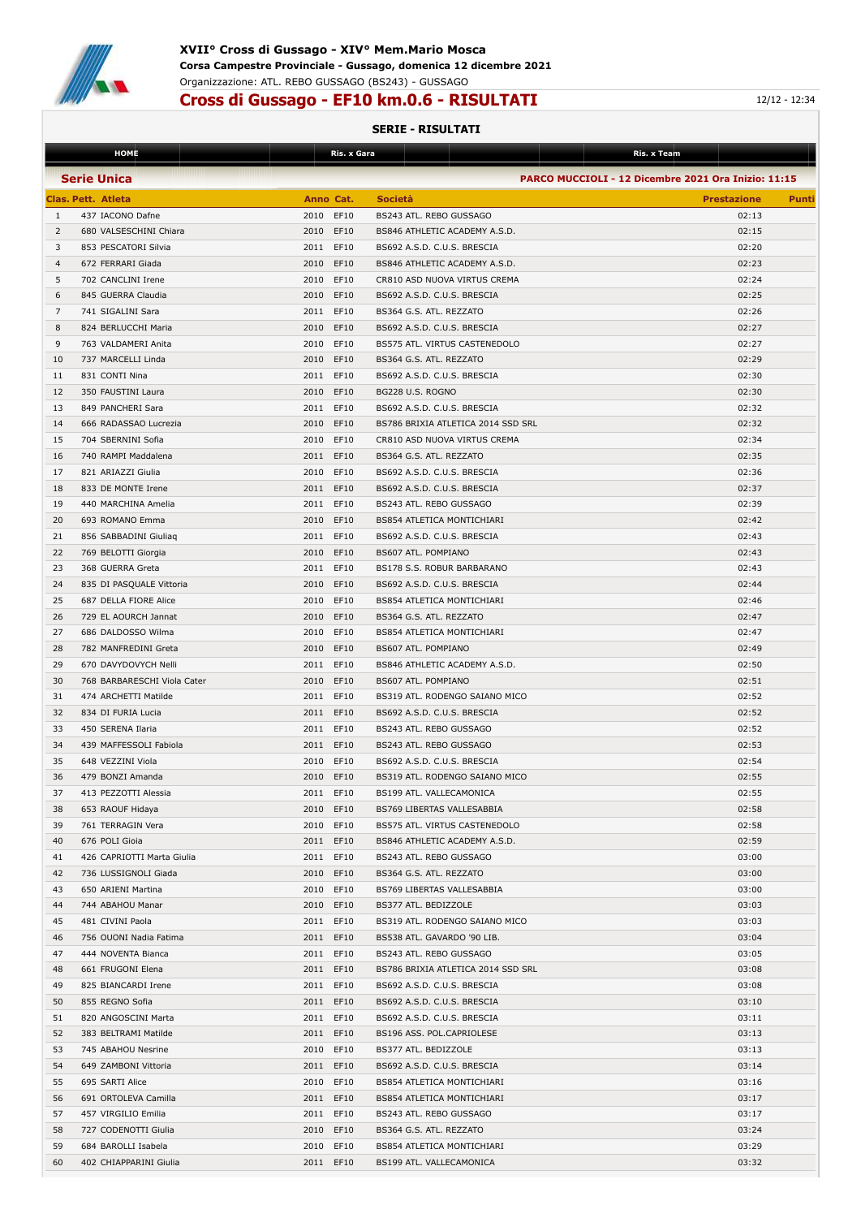# XVII° Cross di Gussago - XIV° Mem.Mario Mosca

**Corsa Campestre Provinciale - Gussago, domenica 12 dicembre 2021**

Organizzazione: ATL. REBO GUSSAGO (BS243) - GUSSAGO

## Cross di Gussago - EF10 km.0.6 - RISULTATI

12/12 - 12:34

### SERIE - RISULTATI

HOME | Ris. x Gara | Ris. x Team

**Serie Unica** — **PARCO MUCCIOLI - 12 Dicembre 2021 Ora Inizio: 11:15**

| Clas. | Pett. | Atleta | Anno | Cat. | Società | Prestazione | Punti |
|---|---|---|---|---|---|---|---|
| 1 | 437 | IACONO Dafne | 2010 | EF10 | BS243 ATL. REBO GUSSAGO | 02:13 | |
| 2 | 680 | VALSESCHINI Chiara | 2010 | EF10 | BS846 ATHLETIC ACADEMY A.S.D. | 02:15 | |
| 3 | 853 | PESCATORI Silvia | 2011 | EF10 | BS692 A.S.D. C.U.S. BRESCIA | 02:20 | |
| 4 | 672 | FERRARI Giada | 2010 | EF10 | BS846 ATHLETIC ACADEMY A.S.D. | 02:23 | |
| 5 | 702 | CANCLINI Irene | 2010 | EF10 | CR810 ASD NUOVA VIRTUS CREMA | 02:24 | |
| 6 | 845 | GUERRA Claudia | 2010 | EF10 | BS692 A.S.D. C.U.S. BRESCIA | 02:25 | |
| 7 | 741 | SIGALINI Sara | 2011 | EF10 | BS364 G.S. ATL. REZZATO | 02:26 | |
| 8 | 824 | BERLUCCHI Maria | 2010 | EF10 | BS692 A.S.D. C.U.S. BRESCIA | 02:27 | |
| 9 | 763 | VALDAMERI Anita | 2010 | EF10 | BS575 ATL. VIRTUS CASTENEDOLO | 02:27 | |
| 10 | 737 | MARCELLI Linda | 2010 | EF10 | BS364 G.S. ATL. REZZATO | 02:29 | |
| 11 | 831 | CONTI Nina | 2011 | EF10 | BS692 A.S.D. C.U.S. BRESCIA | 02:30 | |
| 12 | 350 | FAUSTINI Laura | 2010 | EF10 | BG228 U.S. ROGNO | 02:30 | |
| 13 | 849 | PANCHERI Sara | 2011 | EF10 | BS692 A.S.D. C.U.S. BRESCIA | 02:32 | |
| 14 | 666 | RADASSAO Lucrezia | 2010 | EF10 | BS786 BRIXIA ATLETICA 2014 SSD SRL | 02:32 | |
| 15 | 704 | SBERNINI Sofia | 2010 | EF10 | CR810 ASD NUOVA VIRTUS CREMA | 02:34 | |
| 16 | 740 | RAMPI Maddalena | 2011 | EF10 | BS364 G.S. ATL. REZZATO | 02:35 | |
| 17 | 821 | ARIAZZI Giulia | 2010 | EF10 | BS692 A.S.D. C.U.S. BRESCIA | 02:36 | |
| 18 | 833 | DE MONTE Irene | 2011 | EF10 | BS692 A.S.D. C.U.S. BRESCIA | 02:37 | |
| 19 | 440 | MARCHINA Amelia | 2011 | EF10 | BS243 ATL. REBO GUSSAGO | 02:39 | |
| 20 | 693 | ROMANO Emma | 2010 | EF10 | BS854 ATLETICA MONTICHIARI | 02:42 | |
| 21 | 856 | SABBADINI Giuliaq | 2011 | EF10 | BS692 A.S.D. C.U.S. BRESCIA | 02:43 | |
| 22 | 769 | BELOTTI Giorgia | 2010 | EF10 | BS607 ATL. POMPIANO | 02:43 | |
| 23 | 368 | GUERRA Greta | 2011 | EF10 | BS178 S.S. ROBUR BARBARANO | 02:43 | |
| 24 | 835 | DI PASQUALE Vittoria | 2010 | EF10 | BS692 A.S.D. C.U.S. BRESCIA | 02:44 | |
| 25 | 687 | DELLA FIORE Alice | 2010 | EF10 | BS854 ATLETICA MONTICHIARI | 02:46 | |
| 26 | 729 | EL AOURCH Jannat | 2010 | EF10 | BS364 G.S. ATL. REZZATO | 02:47 | |
| 27 | 686 | DALDOSSO Wilma | 2010 | EF10 | BS854 ATLETICA MONTICHIARI | 02:47 | |
| 28 | 782 | MANFREDINI Greta | 2010 | EF10 | BS607 ATL. POMPIANO | 02:49 | |
| 29 | 670 | DAVYDOVYCH Nelli | 2011 | EF10 | BS846 ATHLETIC ACADEMY A.S.D. | 02:50 | |
| 30 | 768 | BARBARESCHI Viola Cater | 2010 | EF10 | BS607 ATL. POMPIANO | 02:51 | |
| 31 | 474 | ARCHETTI Matilde | 2011 | EF10 | BS319 ATL. RODENGO SAIANO MICO | 02:52 | |
| 32 | 834 | DI FURIA Lucia | 2011 | EF10 | BS692 A.S.D. C.U.S. BRESCIA | 02:52 | |
| 33 | 450 | SERENA Ilaria | 2011 | EF10 | BS243 ATL. REBO GUSSAGO | 02:52 | |
| 34 | 439 | MAFFESSOLI Fabiola | 2011 | EF10 | BS243 ATL. REBO GUSSAGO | 02:53 | |
| 35 | 648 | VEZZINI Viola | 2010 | EF10 | BS692 A.S.D. C.U.S. BRESCIA | 02:54 | |
| 36 | 479 | BONZI Amanda | 2010 | EF10 | BS319 ATL. RODENGO SAIANO MICO | 02:55 | |
| 37 | 413 | PEZZOTTI Alessia | 2011 | EF10 | BS199 ATL. VALLECAMONICA | 02:55 | |
| 38 | 653 | RAOUF Hidaya | 2010 | EF10 | BS769 LIBERTAS VALLESABBIA | 02:58 | |
| 39 | 761 | TERRAGIN Vera | 2010 | EF10 | BS575 ATL. VIRTUS CASTENEDOLO | 02:58 | |
| 40 | 676 | POLI Gioia | 2011 | EF10 | BS846 ATHLETIC ACADEMY A.S.D. | 02:59 | |
| 41 | 426 | CAPRIOTTI Marta Giulia | 2011 | EF10 | BS243 ATL. REBO GUSSAGO | 03:00 | |
| 42 | 736 | LUSSIGNOLI Giada | 2010 | EF10 | BS364 G.S. ATL. REZZATO | 03:00 | |
| 43 | 650 | ARIENI Martina | 2010 | EF10 | BS769 LIBERTAS VALLESABBIA | 03:00 | |
| 44 | 744 | ABAHOU Manar | 2010 | EF10 | BS377 ATL. BEDIZZOLE | 03:03 | |
| 45 | 481 | CIVINI Paola | 2011 | EF10 | BS319 ATL. RODENGO SAIANO MICO | 03:03 | |
| 46 | 756 | OUONI Nadia Fatima | 2011 | EF10 | BS538 ATL. GAVARDO '90 LIB. | 03:04 | |
| 47 | 444 | NOVENTA Bianca | 2011 | EF10 | BS243 ATL. REBO GUSSAGO | 03:05 | |
| 48 | 661 | FRUGONI Elena | 2011 | EF10 | BS786 BRIXIA ATLETICA 2014 SSD SRL | 03:08 | |
| 49 | 825 | BIANCARDI Irene | 2011 | EF10 | BS692 A.S.D. C.U.S. BRESCIA | 03:08 | |
| 50 | 855 | REGNO Sofia | 2011 | EF10 | BS692 A.S.D. C.U.S. BRESCIA | 03:10 | |
| 51 | 820 | ANGOSCINI Marta | 2011 | EF10 | BS692 A.S.D. C.U.S. BRESCIA | 03:11 | |
| 52 | 383 | BELTRAMI Matilde | 2011 | EF10 | BS196 ASS. POL.CAPRIOLESE | 03:13 | |
| 53 | 745 | ABAHOU Nesrine | 2010 | EF10 | BS377 ATL. BEDIZZOLE | 03:13 | |
| 54 | 649 | ZAMBONI Vittoria | 2011 | EF10 | BS692 A.S.D. C.U.S. BRESCIA | 03:14 | |
| 55 | 695 | SARTI Alice | 2010 | EF10 | BS854 ATLETICA MONTICHIARI | 03:16 | |
| 56 | 691 | ORTOLEVA Camilla | 2011 | EF10 | BS854 ATLETICA MONTICHIARI | 03:17 | |
| 57 | 457 | VIRGILIO Emilia | 2011 | EF10 | BS243 ATL. REBO GUSSAGO | 03:17 | |
| 58 | 727 | CODENOTTI Giulia | 2010 | EF10 | BS364 G.S. ATL. REZZATO | 03:24 | |
| 59 | 684 | BAROLLI Isabela | 2010 | EF10 | BS854 ATLETICA MONTICHIARI | 03:29 | |
| 60 | 402 | CHIAPPARINI Giulia | 2011 | EF10 | BS199 ATL. VALLECAMONICA | 03:32 | |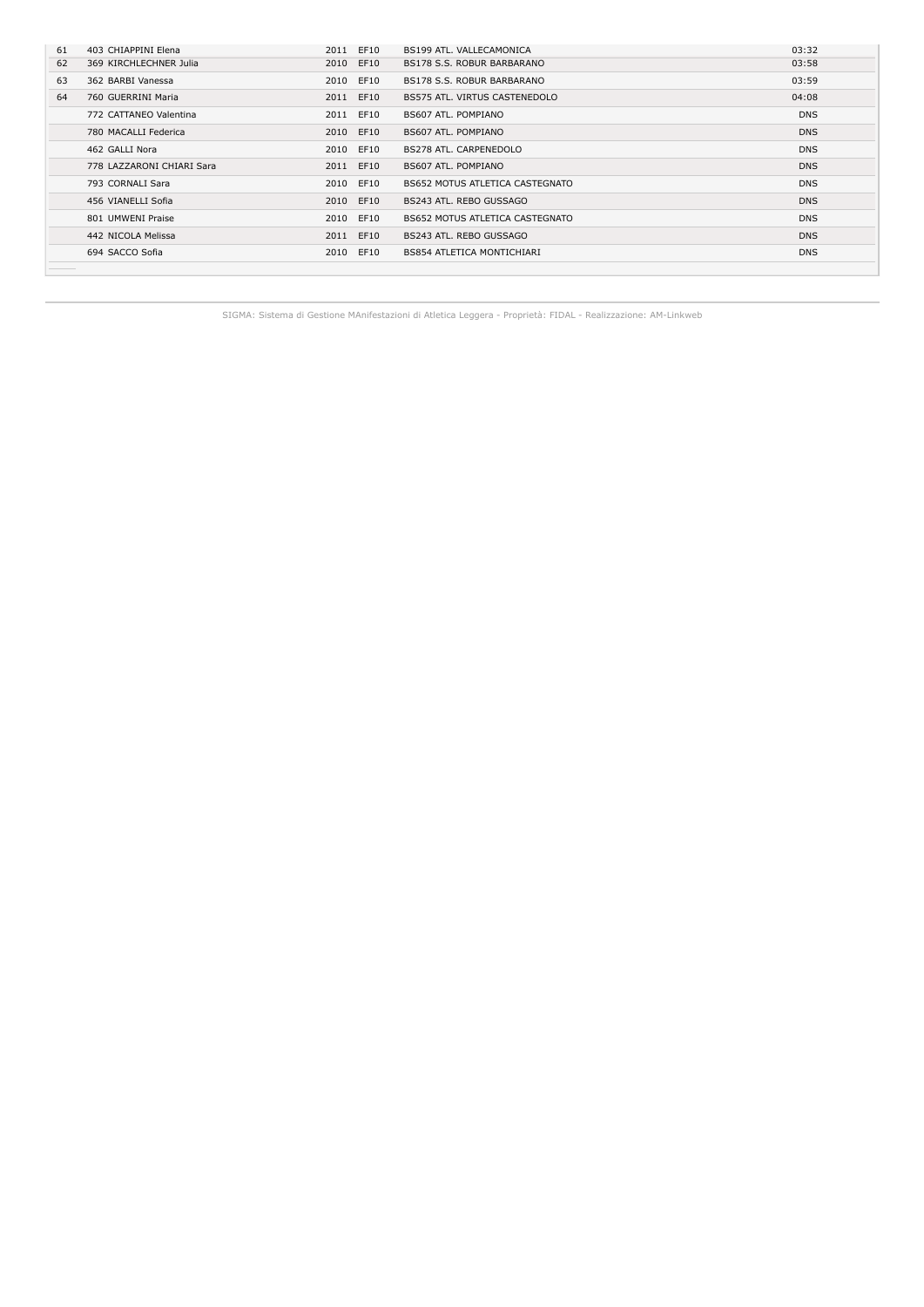| | | | | | |
|---|---|---|---|---|---|
| 61 | 403 CHIAPPINI Elena | 2011 | EF10 | BS199 ATL. VALLECAMONICA | 03:32 |
| 62 | 369 KIRCHLECHNER Julia | 2010 | EF10 | BS178 S.S. ROBUR BARBARANO | 03:58 |
| 63 | 362 BARBI Vanessa | 2010 | EF10 | BS178 S.S. ROBUR BARBARANO | 03:59 |
| 64 | 760 GUERRINI Maria | 2011 | EF10 | BS575 ATL. VIRTUS CASTENEDOLO | 04:08 |
| | 772 CATTANEO Valentina | 2011 | EF10 | BS607 ATL. POMPIANO | DNS |
| | 780 MACALLI Federica | 2010 | EF10 | BS607 ATL. POMPIANO | DNS |
| | 462 GALLI Nora | 2010 | EF10 | BS278 ATL. CARPENEDOLO | DNS |
| | 778 LAZZARONI CHIARI Sara | 2011 | EF10 | BS607 ATL. POMPIANO | DNS |
| | 793 CORNALI Sara | 2010 | EF10 | BS652 MOTUS ATLETICA CASTEGNATO | DNS |
| | 456 VIANELLI Sofia | 2010 | EF10 | BS243 ATL. REBO GUSSAGO | DNS |
| | 801 UMWENI Praise | 2010 | EF10 | BS652 MOTUS ATLETICA CASTEGNATO | DNS |
| | 442 NICOLA Melissa | 2011 | EF10 | BS243 ATL. REBO GUSSAGO | DNS |
| | 694 SACCO Sofia | 2010 | EF10 | BS854 ATLETICA MONTICHIARI | DNS |

SIGMA: Sistema di Gestione MAnifestazioni di Atletica Leggera - Proprietà: FIDAL - Realizzazione: AM-Linkweb